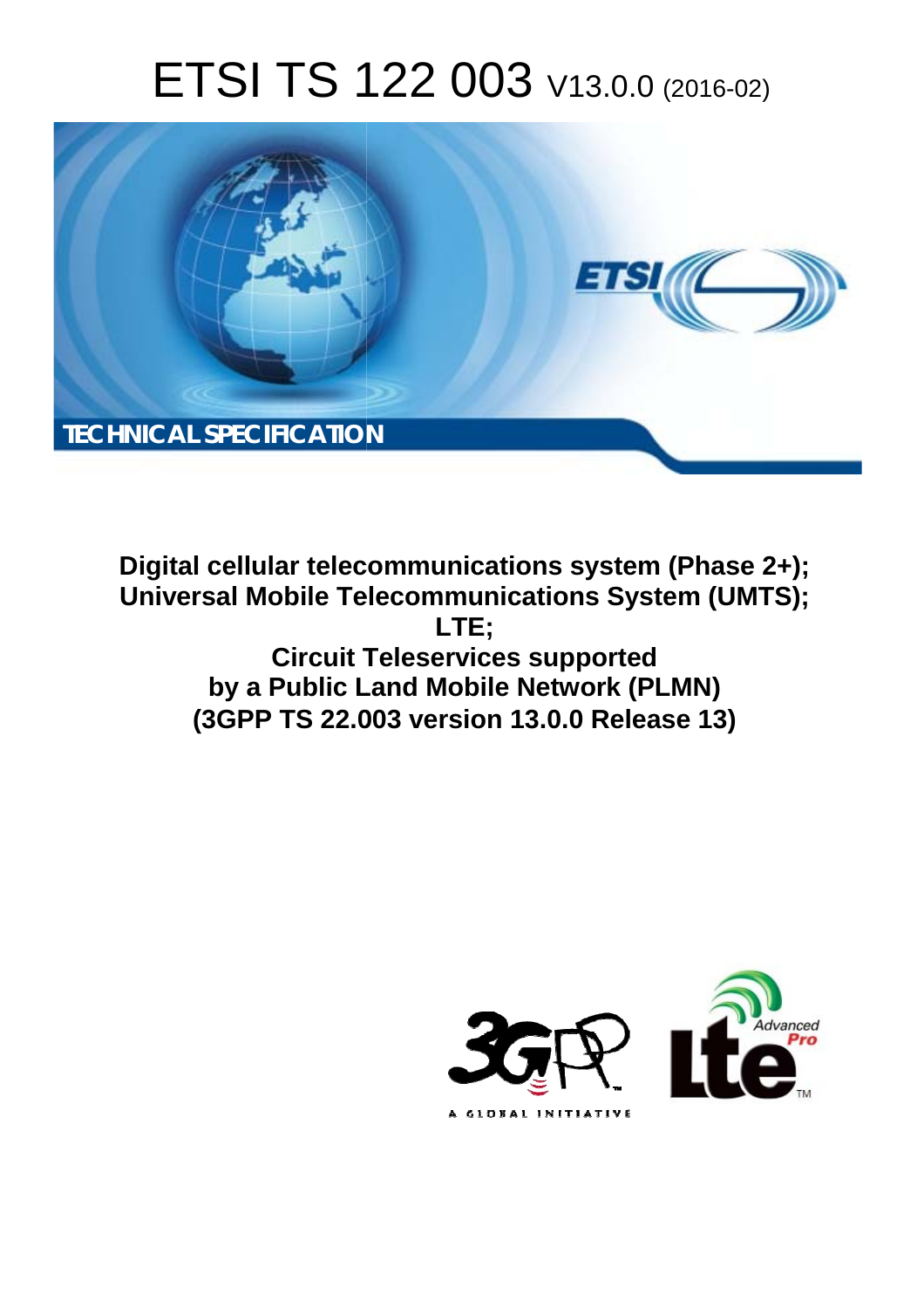# ETSI TS 122 003 V13.0.0 (2016-02)

TECHNICAL SPECIFICATION

**Digital cellular telecommunications system (Phase 2+); Universal Mobile Telecommunications System (UMTS); LTE; Circuit Teleservices supported by a Public Land Mobile Network (PLMN) (3GPP TS 22.003 version 13.0.0 Release 13)**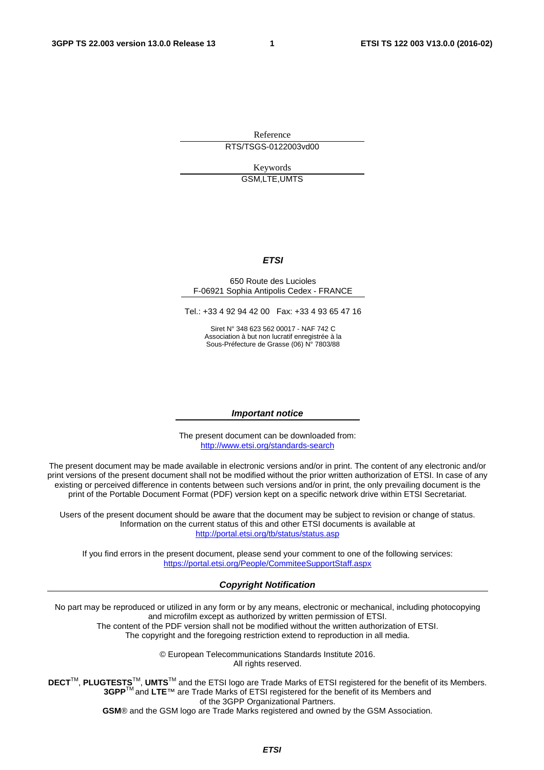Reference

RTS/TSGS-0122003vd00

Keywords

GSM,LTE,UMTS

***ETSI***

650 Route des Lucioles
F-06921 Sophia Antipolis Cedex - FRANCE

Tel.: +33 4 92 94 42 00   Fax: +33 4 93 65 47 16

Siret N° 348 623 562 00017 - NAF 742 C
Association à but non lucratif enregistrée à la
Sous-Préfecture de Grasse (06) N° 7803/88

***Important notice***

The present document can be downloaded from:
http://www.etsi.org/standards-search

The present document may be made available in electronic versions and/or in print. The content of any electronic and/or print versions of the present document shall not be modified without the prior written authorization of ETSI. In case of any existing or perceived difference in contents between such versions and/or in print, the only prevailing document is the print of the Portable Document Format (PDF) version kept on a specific network drive within ETSI Secretariat.

Users of the present document should be aware that the document may be subject to revision or change of status. Information on the current status of this and other ETSI documents is available at
http://portal.etsi.org/tb/status/status.asp

If you find errors in the present document, please send your comment to one of the following services:
https://portal.etsi.org/People/CommiteeSupportStaff.aspx

***Copyright Notification***

No part may be reproduced or utilized in any form or by any means, electronic or mechanical, including photocopying and microfilm except as authorized by written permission of ETSI.
The content of the PDF version shall not be modified without the written authorization of ETSI.
The copyright and the foregoing restriction extend to reproduction in all media.

© European Telecommunications Standards Institute 2016.
All rights reserved.

**DECT**™, **PLUGTESTS**™, **UMTS**™ and the ETSI logo are Trade Marks of ETSI registered for the benefit of its Members.
**3GPP**™ and **LTE**™ are Trade Marks of ETSI registered for the benefit of its Members and of the 3GPP Organizational Partners.
**GSM**® and the GSM logo are Trade Marks registered and owned by the GSM Association.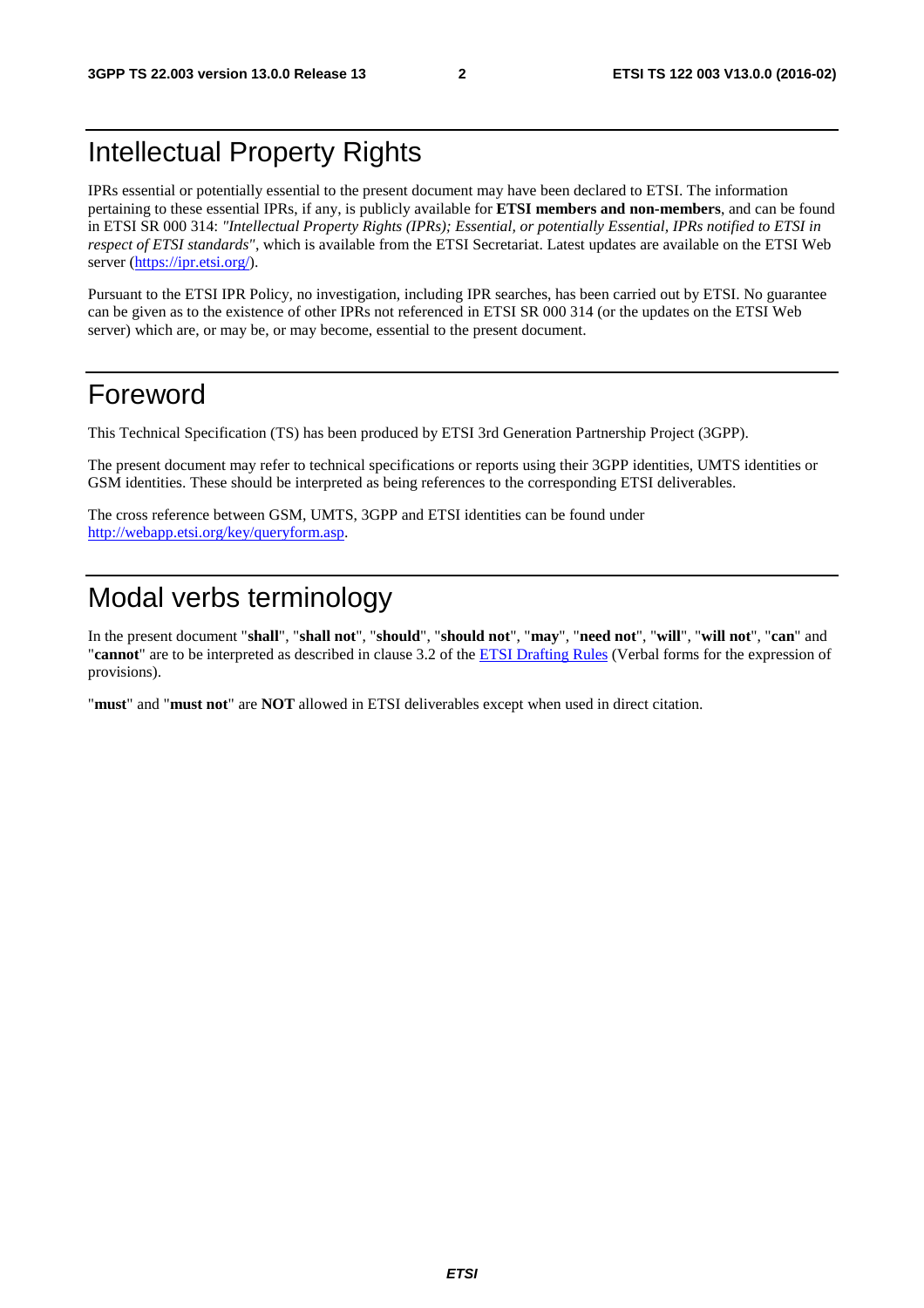# Intellectual Property Rights

IPRs essential or potentially essential to the present document may have been declared to ETSI. The information pertaining to these essential IPRs, if any, is publicly available for **ETSI members and non-members**, and can be found in ETSI SR 000 314: *"Intellectual Property Rights (IPRs); Essential, or potentially Essential, IPRs notified to ETSI in respect of ETSI standards"*, which is available from the ETSI Secretariat. Latest updates are available on the ETSI Web server (https://ipr.etsi.org/).

Pursuant to the ETSI IPR Policy, no investigation, including IPR searches, has been carried out by ETSI. No guarantee can be given as to the existence of other IPRs not referenced in ETSI SR 000 314 (or the updates on the ETSI Web server) which are, or may be, or may become, essential to the present document.

# Foreword

This Technical Specification (TS) has been produced by ETSI 3rd Generation Partnership Project (3GPP).

The present document may refer to technical specifications or reports using their 3GPP identities, UMTS identities or GSM identities. These should be interpreted as being references to the corresponding ETSI deliverables.

The cross reference between GSM, UMTS, 3GPP and ETSI identities can be found under http://webapp.etsi.org/key/queryform.asp.

# Modal verbs terminology

In the present document "**shall**", "**shall not**", "**should**", "**should not**", "**may**", "**need not**", "**will**", "**will not**", "**can**" and "**cannot**" are to be interpreted as described in clause 3.2 of the ETSI Drafting Rules (Verbal forms for the expression of provisions).

"**must**" and "**must not**" are **NOT** allowed in ETSI deliverables except when used in direct citation.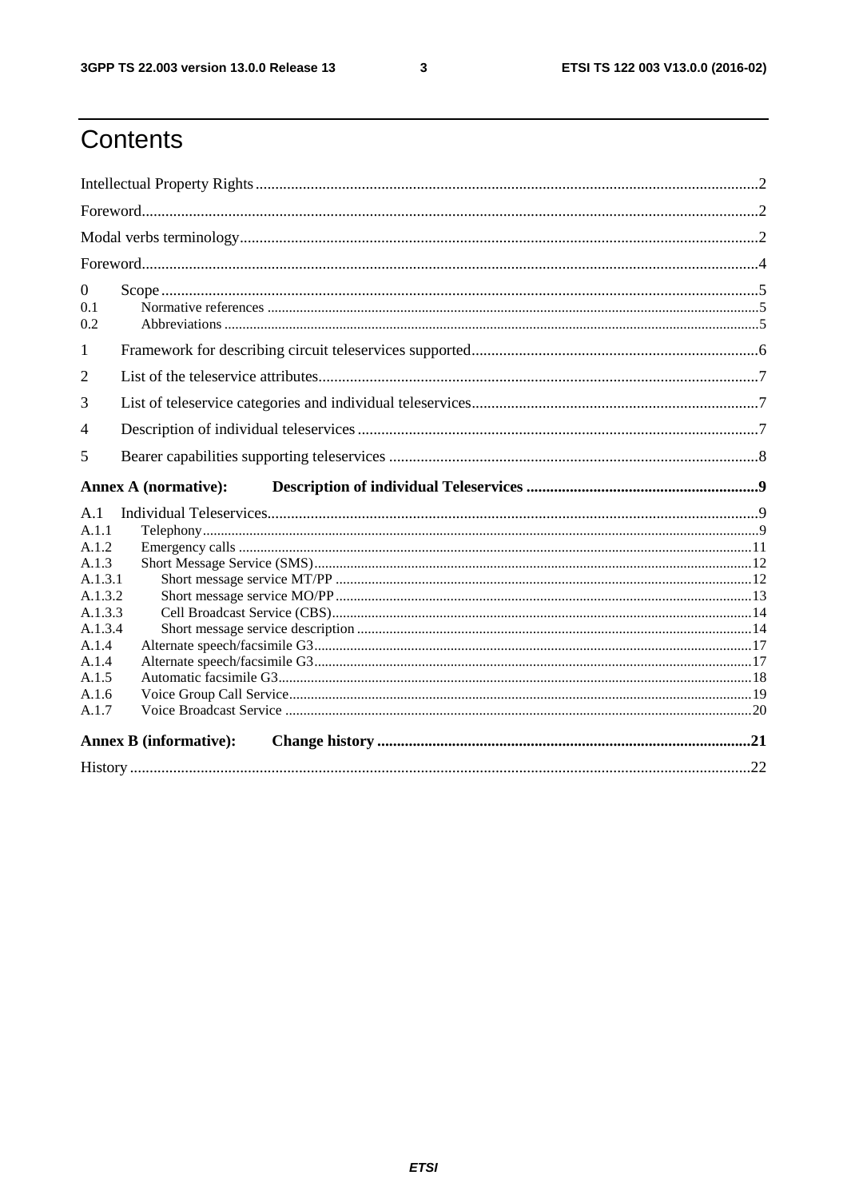# Contents

Intellectual Property Rights ........................................................ 2

Foreword ........................................................ 2

Modal verbs terminology ........................................................ 2

Foreword ........................................................ 4

0 Scope ........................................................ 5
- 0.1 Normative references ........................................................ 5
- 0.2 Abbreviations ........................................................ 5

1 Framework for describing circuit teleservices supported ........................................................ 6

2 List of the teleservice attributes ........................................................ 7

3 List of teleservice categories and individual teleservices ........................................................ 7

4 Description of individual teleservices ........................................................ 7

5 Bearer capabilities supporting teleservices ........................................................ 8

**Annex A (normative): Description of individual Teleservices ........................................................ 9**

A.1 Individual Teleservices ........................................................ 9
- A.1.1 Telephony ........................................................ 9
- A.1.2 Emergency calls ........................................................ 11
- A.1.3 Short Message Service (SMS) ........................................................ 12
  - A.1.3.1 Short message service MT/PP ........................................................ 12
  - A.1.3.2 Short message service MO/PP ........................................................ 13
  - A.1.3.3 Cell Broadcast Service (CBS) ........................................................ 14
  - A.1.3.4 Short message service description ........................................................ 14
- A.1.4 Alternate speech/facsimile G3 ........................................................ 17
- A.1.4 Alternate speech/facsimile G3 ........................................................ 17
- A.1.5 Automatic facsimile G3 ........................................................ 18
- A.1.6 Voice Group Call Service ........................................................ 19
- A.1.7 Voice Broadcast Service ........................................................ 20

**Annex B (informative): Change history ........................................................ 21**

History ........................................................ 22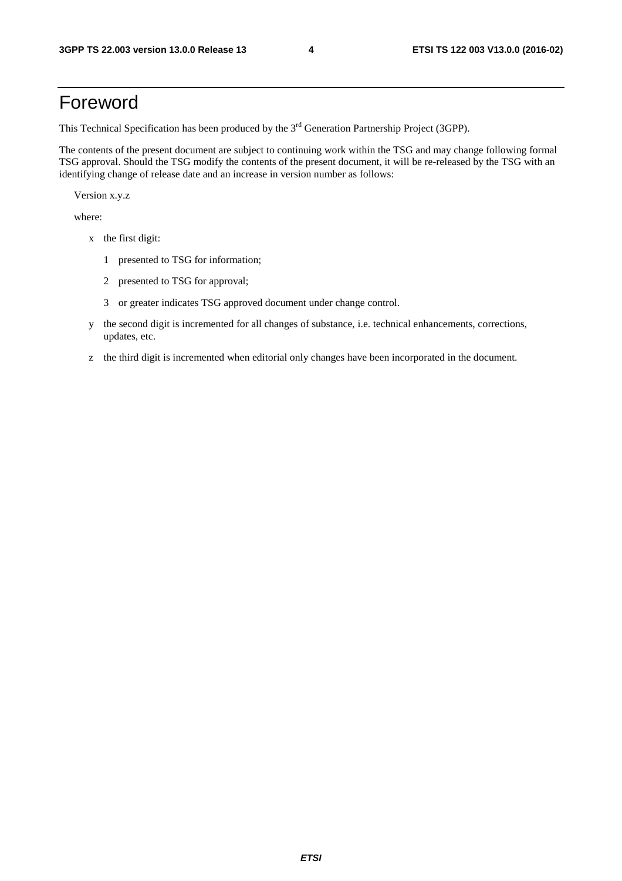# Foreword

This Technical Specification has been produced by the 3rd Generation Partnership Project (3GPP).

The contents of the present document are subject to continuing work within the TSG and may change following formal TSG approval. Should the TSG modify the contents of the present document, it will be re-released by the TSG with an identifying change of release date and an increase in version number as follows:

Version x.y.z

where:

- x the first digit:
  - 1 presented to TSG for information;
  - 2 presented to TSG for approval;
  - 3 or greater indicates TSG approved document under change control.
- y the second digit is incremented for all changes of substance, i.e. technical enhancements, corrections, updates, etc.
- z the third digit is incremented when editorial only changes have been incorporated in the document.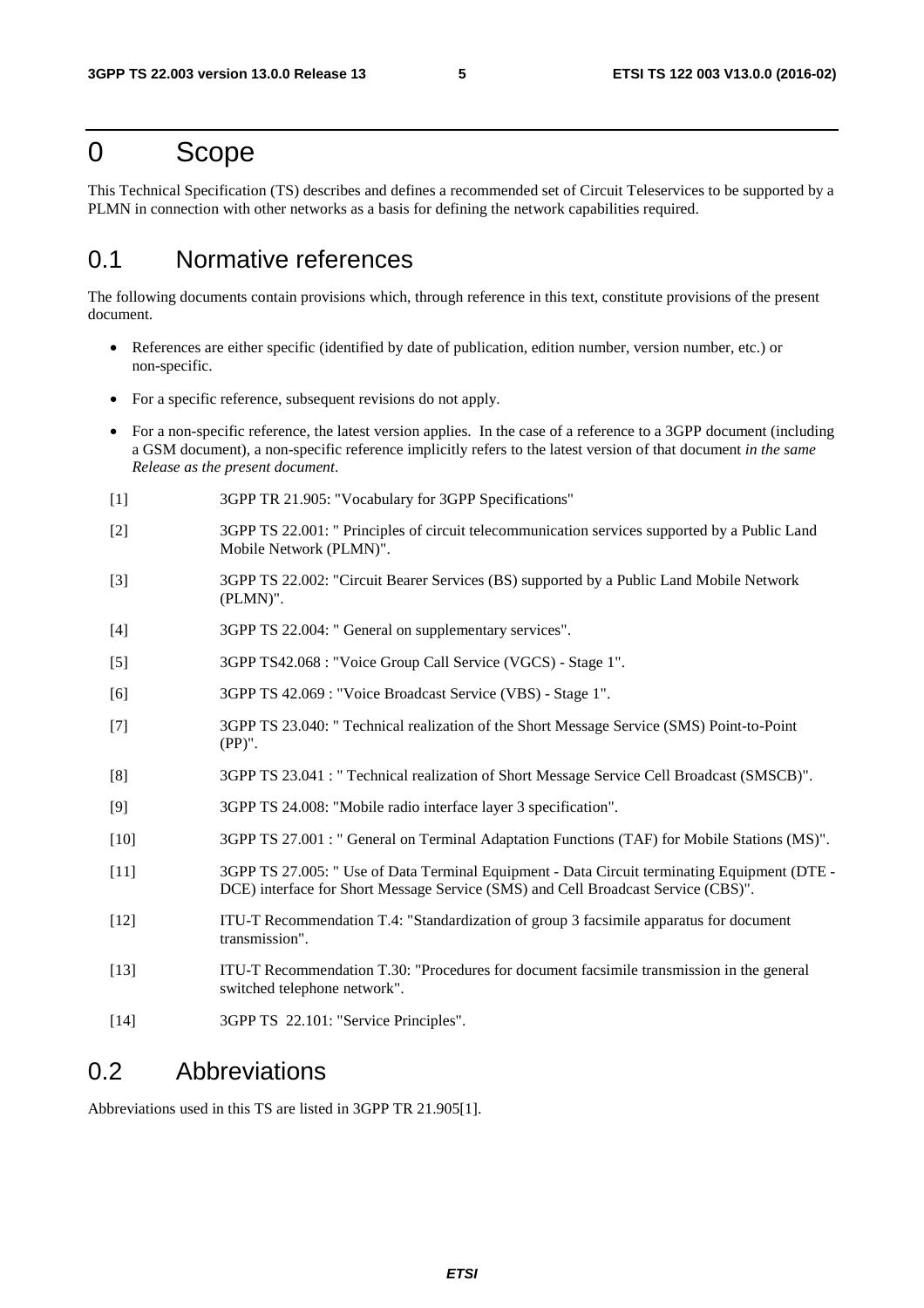# 0 Scope

This Technical Specification (TS) describes and defines a recommended set of Circuit Teleservices to be supported by a PLMN in connection with other networks as a basis for defining the network capabilities required.

## 0.1 Normative references

The following documents contain provisions which, through reference in this text, constitute provisions of the present document.

- References are either specific (identified by date of publication, edition number, version number, etc.) or non-specific.
- For a specific reference, subsequent revisions do not apply.
- For a non-specific reference, the latest version applies. In the case of a reference to a 3GPP document (including a GSM document), a non-specific reference implicitly refers to the latest version of that document *in the same Release as the present document*.

[1] 3GPP TR 21.905: "Vocabulary for 3GPP Specifications"

[2] 3GPP TS 22.001: " Principles of circuit telecommunication services supported by a Public Land Mobile Network (PLMN)".

[3] 3GPP TS 22.002: "Circuit Bearer Services (BS) supported by a Public Land Mobile Network (PLMN)".

[4] 3GPP TS 22.004: " General on supplementary services".

[5] 3GPP TS42.068 : "Voice Group Call Service (VGCS) - Stage 1".

[6] 3GPP TS 42.069 : "Voice Broadcast Service (VBS) - Stage 1".

[7] 3GPP TS 23.040: " Technical realization of the Short Message Service (SMS) Point-to-Point (PP)".

[8] 3GPP TS 23.041 : " Technical realization of Short Message Service Cell Broadcast (SMSCB)".

[9] 3GPP TS 24.008: "Mobile radio interface layer 3 specification".

[10] 3GPP TS 27.001 : " General on Terminal Adaptation Functions (TAF) for Mobile Stations (MS)".

[11] 3GPP TS 27.005: " Use of Data Terminal Equipment - Data Circuit terminating Equipment (DTE - DCE) interface for Short Message Service (SMS) and Cell Broadcast Service (CBS)".

[12] ITU-T Recommendation T.4: "Standardization of group 3 facsimile apparatus for document transmission".

[13] ITU-T Recommendation T.30: "Procedures for document facsimile transmission in the general switched telephone network".

[14] 3GPP TS 22.101: "Service Principles".

## 0.2 Abbreviations

Abbreviations used in this TS are listed in 3GPP TR 21.905[1].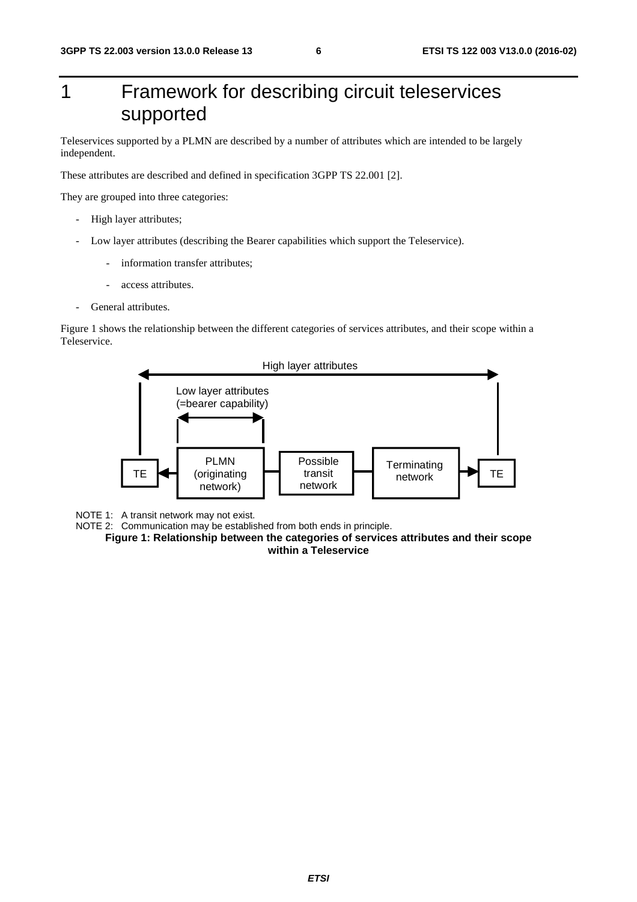# 1 Framework for describing circuit teleservices supported

Teleservices supported by a PLMN are described by a number of attributes which are intended to be largely independent.

These attributes are described and defined in specification 3GPP TS 22.001 [2].

They are grouped into three categories:

- High layer attributes;
- Low layer attributes (describing the Bearer capabilities which support the Teleservice).
    - information transfer attributes;
    - access attributes.
- General attributes.

Figure 1 shows the relationship between the different categories of services attributes, and their scope within a Teleservice.

High layer attributes

Low layer attributes (=bearer capability)

TE | PLMN (originating network) | Possible transit network | Terminating network | TE

NOTE 1: A transit network may not exist.

NOTE 2: Communication may be established from both ends in principle.

**Figure 1: Relationship between the categories of services attributes and their scope within a Teleservice**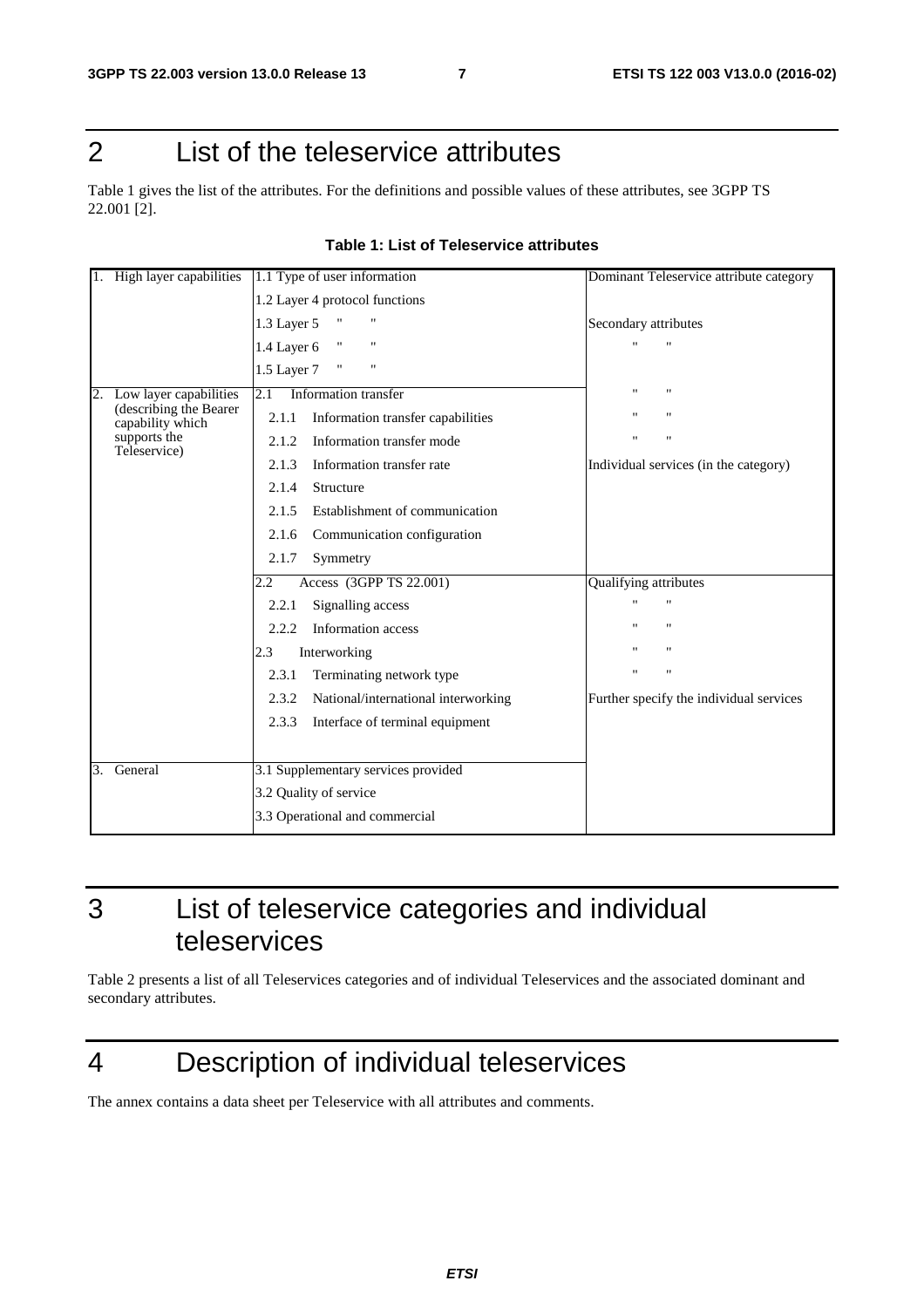# 2 List of the teleservice attributes

Table 1 gives the list of the attributes. For the definitions and possible values of these attributes, see 3GPP TS 22.001 [2].

**Table 1: List of Teleservice attributes**

| | | |
|---|---|---|
| 1. High layer capabilities | 1.1 Type of user information | Dominant Teleservice attribute category |
| | 1.2 Layer 4 protocol functions | |
| | 1.3 Layer 5 " " | Secondary attributes |
| | 1.4 Layer 6 " " | " " |
| | 1.5 Layer 7 " " | |
| 2. Low layer capabilities (describing the Bearer capability which supports the Teleservice) | 2.1 Information transfer | " " |
| | 2.1.1 Information transfer capabilities | " " |
| | 2.1.2 Information transfer mode | " " |
| | 2.1.3 Information transfer rate | Individual services (in the category) |
| | 2.1.4 Structure | |
| | 2.1.5 Establishment of communication | |
| | 2.1.6 Communication configuration | |
| | 2.1.7 Symmetry | |
| | 2.2 Access (3GPP TS 22.001) | Qualifying attributes |
| | 2.2.1 Signalling access | " " |
| | 2.2.2 Information access | " " |
| | 2.3 Interworking | " " |
| | 2.3.1 Terminating network type | " " |
| | 2.3.2 National/international interworking | Further specify the individual services |
| | 2.3.3 Interface of terminal equipment | |
| 3. General | 3.1 Supplementary services provided | |
| | 3.2 Quality of service | |
| | 3.3 Operational and commercial | |

# 3 List of teleservice categories and individual teleservices

Table 2 presents a list of all Teleservices categories and of individual Teleservices and the associated dominant and secondary attributes.

# 4 Description of individual teleservices

The annex contains a data sheet per Teleservice with all attributes and comments.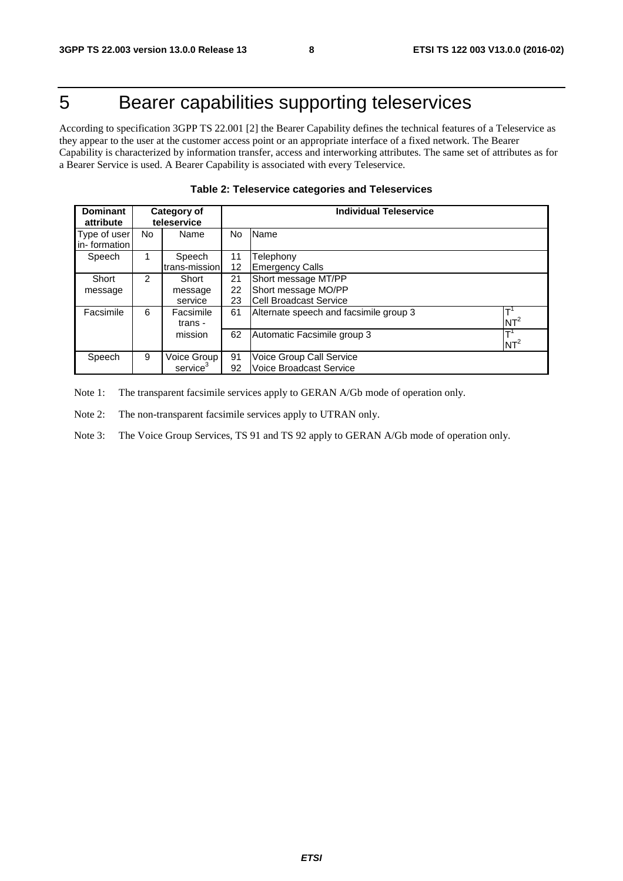# 5 Bearer capabilities supporting teleservices

According to specification 3GPP TS 22.001 [2] the Bearer Capability defines the technical features of a Teleservice as they appear to the user at the customer access point or an appropriate interface of a fixed network. The Bearer Capability is characterized by information transfer, access and interworking attributes. The same set of attributes as for a Bearer Service is used. A Bearer Capability is associated with every Teleservice.

**Table 2: Teleservice categories and Teleservices**

| Dominant attribute | Category of teleservice | | Individual Teleservice | | |
|---|---|---|---|---|---|
| Type of user in- formation | No | Name | No | Name | |
| Speech | 1 | Speech trans-mission | 11<br>12 | Telephony<br>Emergency Calls | |
| Short message | 2 | Short message service | 21<br>22<br>23 | Short message MT/PP<br>Short message MO/PP<br>Cell Broadcast Service | |
| Facsimile | 6 | Facsimile trans - mission | 61 | Alternate speech and facsimile group 3 | T[1]<br>NT[2] |
| | | | 62 | Automatic Facsimile group 3 | T[1]<br>NT[2] |
| Speech | 9 | Voice Group service[3] | 91<br>92 | Voice Group Call Service<br>Voice Broadcast Service | |

Note 1: The transparent facsimile services apply to GERAN A/Gb mode of operation only.

Note 2: The non-transparent facsimile services apply to UTRAN only.

Note 3: The Voice Group Services, TS 91 and TS 92 apply to GERAN A/Gb mode of operation only.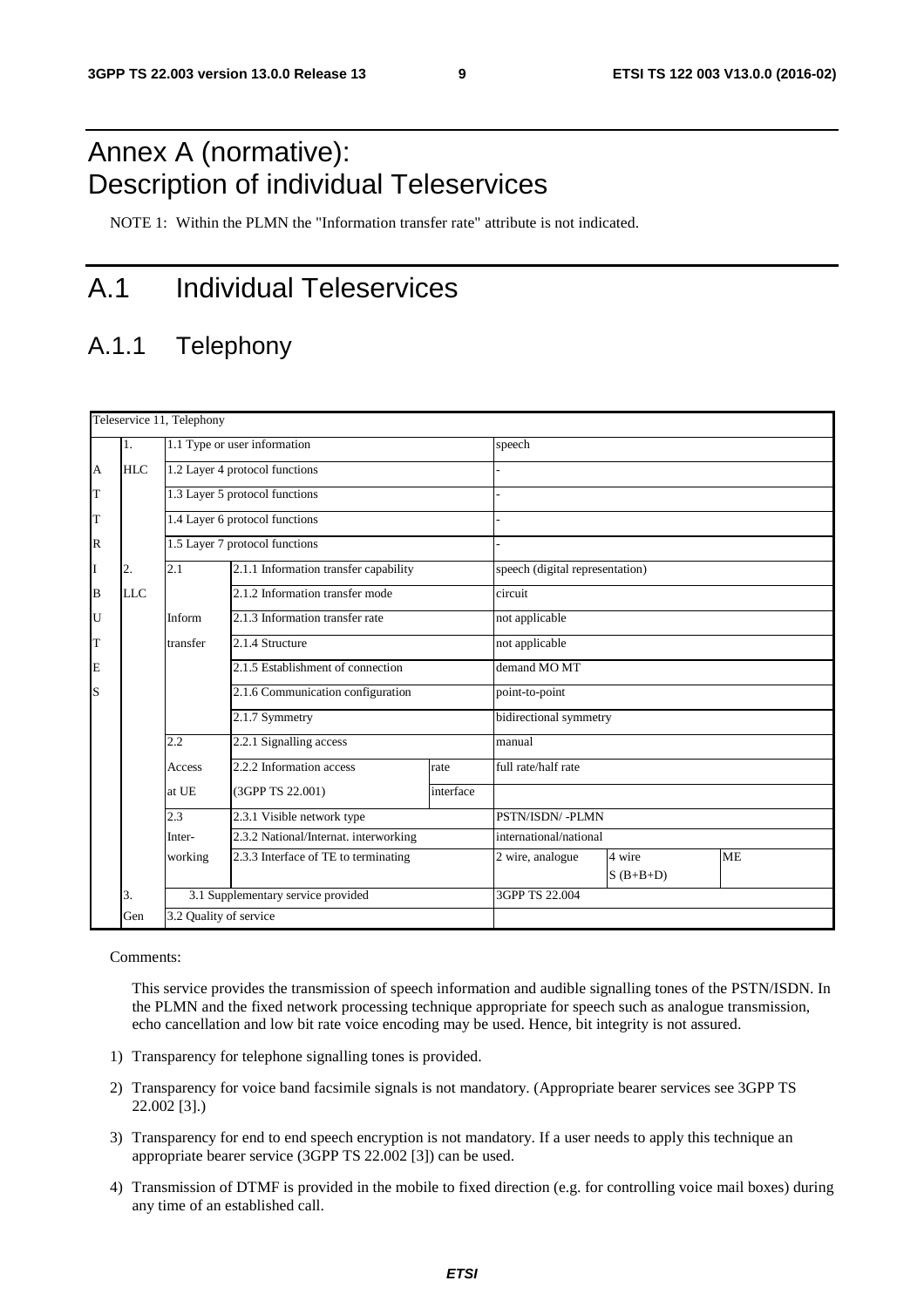# Annex A (normative): Description of individual Teleservices

NOTE 1: Within the PLMN the "Information transfer rate" attribute is not indicated.

# A.1 Individual Teleservices

## A.1.1 Telephony

| Teleservice 11, Telephony | | | | | | | |
|---|---|---|---|---|---|---|---|
| | 1. | 1.1 Type or user information | | | speech | | |
| A | HLC | 1.2 Layer 4 protocol functions | | | - | | |
| T | | 1.3 Layer 5 protocol functions | | | - | | |
| T | | 1.4 Layer 6 protocol functions | | | - | | |
| R | | 1.5 Layer 7 protocol functions | | | - | | |
| I | 2. | 2.1 | 2.1.1 Information transfer capability | | speech (digital representation) | | |
| B | LLC | | 2.1.2 Information transfer mode | | circuit | | |
| U | | Inform | 2.1.3 Information transfer rate | | not applicable | | |
| T | | transfer | 2.1.4 Structure | | not applicable | | |
| E | | | 2.1.5 Establishment of connection | | demand MO MT | | |
| S | | | 2.1.6 Communication configuration | | point-to-point | | |
| | | | 2.1.7 Symmetry | | bidirectional symmetry | | |
| | | 2.2 | 2.2.1 Signalling access | | manual | | |
| | | Access | 2.2.2 Information access | rate | full rate/half rate | | |
| | | at UE | (3GPP TS 22.001) | interface | | | |
| | | 2.3 | 2.3.1 Visible network type | | PSTN/ISDN/ -PLMN | | |
| | | Inter- | 2.3.2 National/Internat. interworking | | international/national | | |
| | | working | 2.3.3 Interface of TE to terminating | | 2 wire, analogue | 4 wire S (B+B+D) | ME |
| | 3. | 3.1 Supplementary service provided | | | 3GPP TS 22.004 | | |
| | Gen | 3.2 Quality of service | | | | | |

Comments:

This service provides the transmission of speech information and audible signalling tones of the PSTN/ISDN. In the PLMN and the fixed network processing technique appropriate for speech such as analogue transmission, echo cancellation and low bit rate voice encoding may be used. Hence, bit integrity is not assured.

1) Transparency for telephone signalling tones is provided.
2) Transparency for voice band facsimile signals is not mandatory. (Appropriate bearer services see 3GPP TS 22.002 [3].)
3) Transparency for end to end speech encryption is not mandatory. If a user needs to apply this technique an appropriate bearer service (3GPP TS 22.002 [3]) can be used.
4) Transmission of DTMF is provided in the mobile to fixed direction (e.g. for controlling voice mail boxes) during any time of an established call.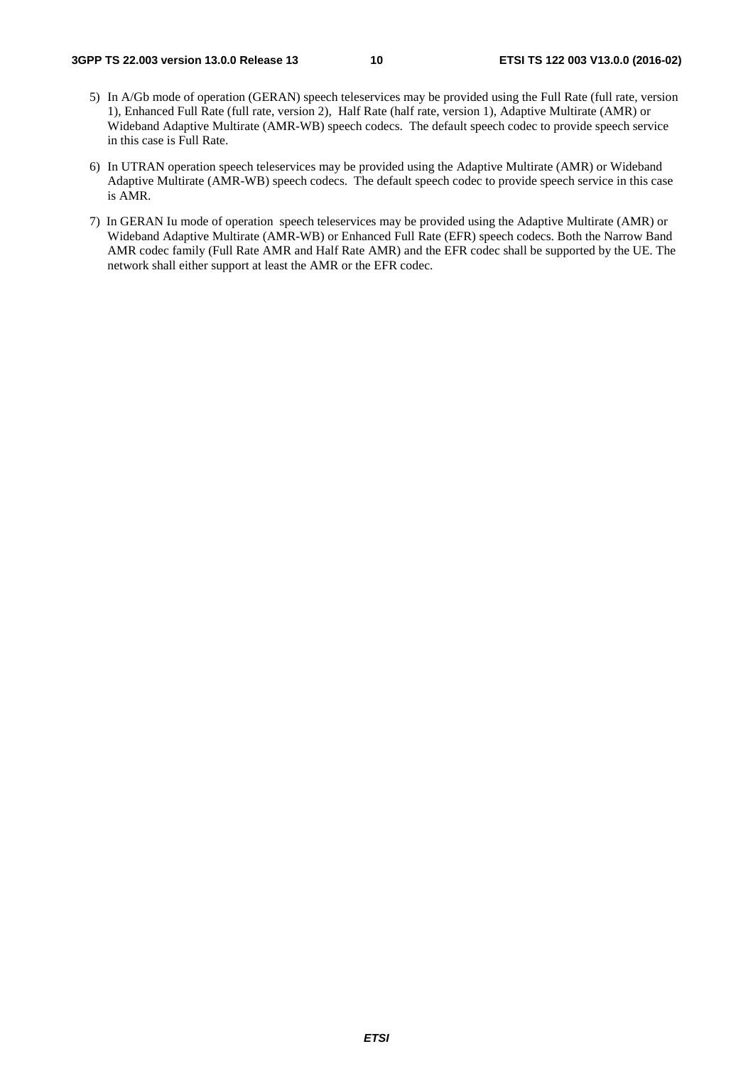5) In A/Gb mode of operation (GERAN) speech teleservices may be provided using the Full Rate (full rate, version 1), Enhanced Full Rate (full rate, version 2), Half Rate (half rate, version 1), Adaptive Multirate (AMR) or Wideband Adaptive Multirate (AMR-WB) speech codecs. The default speech codec to provide speech service in this case is Full Rate.

6) In UTRAN operation speech teleservices may be provided using the Adaptive Multirate (AMR) or Wideband Adaptive Multirate (AMR-WB) speech codecs. The default speech codec to provide speech service in this case is AMR.

7) In GERAN Iu mode of operation speech teleservices may be provided using the Adaptive Multirate (AMR) or Wideband Adaptive Multirate (AMR-WB) or Enhanced Full Rate (EFR) speech codecs. Both the Narrow Band AMR codec family (Full Rate AMR and Half Rate AMR) and the EFR codec shall be supported by the UE. The network shall either support at least the AMR or the EFR codec.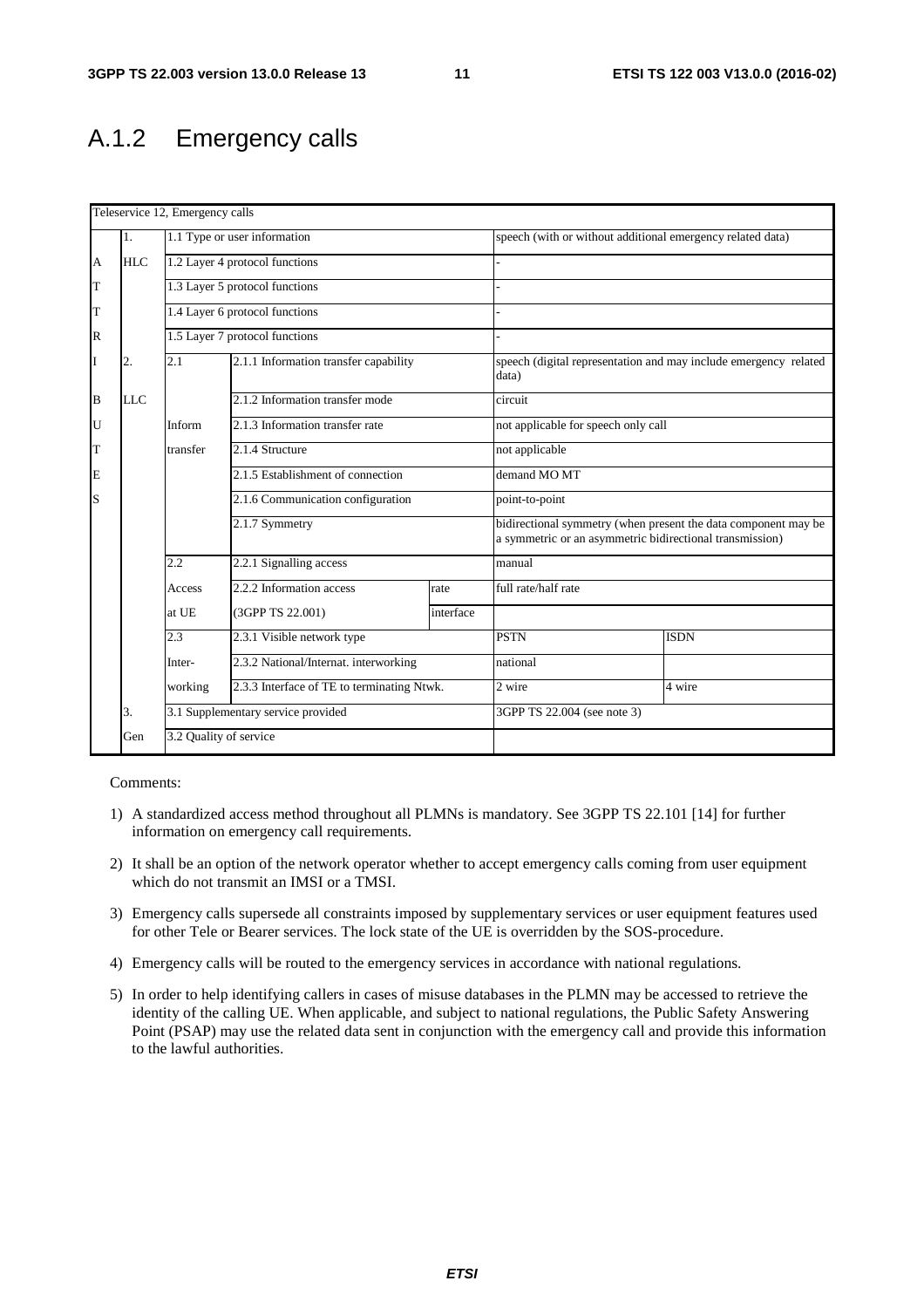## A.1.2 Emergency calls

| Teleservice 12, Emergency calls | | | | | | |
|---|---|---|---|---|---|---|
| | 1. | 1.1 Type or user information | | | speech (with or without additional emergency related data) | |
| A | HLC | 1.2 Layer 4 protocol functions | | | - | |
| T | | 1.3 Layer 5 protocol functions | | | - | |
| T | | 1.4 Layer 6 protocol functions | | | - | |
| R | | 1.5 Layer 7 protocol functions | | | - | |
| I | 2. | 2.1 | 2.1.1 Information transfer capability | | speech (digital representation and may include emergency related data) | |
| B | LLC | | 2.1.2 Information transfer mode | | circuit | |
| U | | Inform | 2.1.3 Information transfer rate | | not applicable for speech only call | |
| T | | transfer | 2.1.4 Structure | | not applicable | |
| E | | | 2.1.5 Establishment of connection | | demand MO MT | |
| S | | | 2.1.6 Communication configuration | | point-to-point | |
| | | | 2.1.7 Symmetry | | bidirectional symmetry (when present the data component may be a symmetric or an asymmetric bidirectional transmission) | |
| | | 2.2 | 2.2.1 Signalling access | | manual | |
| | | Access | 2.2.2 Information access | rate | full rate/half rate | |
| | | at UE | (3GPP TS 22.001) | interface | | |
| | | 2.3 | 2.3.1 Visible network type | | PSTN | ISDN |
| | | Inter- | 2.3.2 National/Internat. interworking | | national | |
| | | working | 2.3.3 Interface of TE to terminating Ntwk. | | 2 wire | 4 wire |
| | 3. | 3.1 Supplementary service provided | | | 3GPP TS 22.004 (see note 3) | |
| | Gen | 3.2 Quality of service | | | | |

Comments:

1) A standardized access method throughout all PLMNs is mandatory. See 3GPP TS 22.101 [14] for further information on emergency call requirements.

2) It shall be an option of the network operator whether to accept emergency calls coming from user equipment which do not transmit an IMSI or a TMSI.

3) Emergency calls supersede all constraints imposed by supplementary services or user equipment features used for other Tele or Bearer services. The lock state of the UE is overridden by the SOS-procedure.

4) Emergency calls will be routed to the emergency services in accordance with national regulations.

5) In order to help identifying callers in cases of misuse databases in the PLMN may be accessed to retrieve the identity of the calling UE. When applicable, and subject to national regulations, the Public Safety Answering Point (PSAP) may use the related data sent in conjunction with the emergency call and provide this information to the lawful authorities.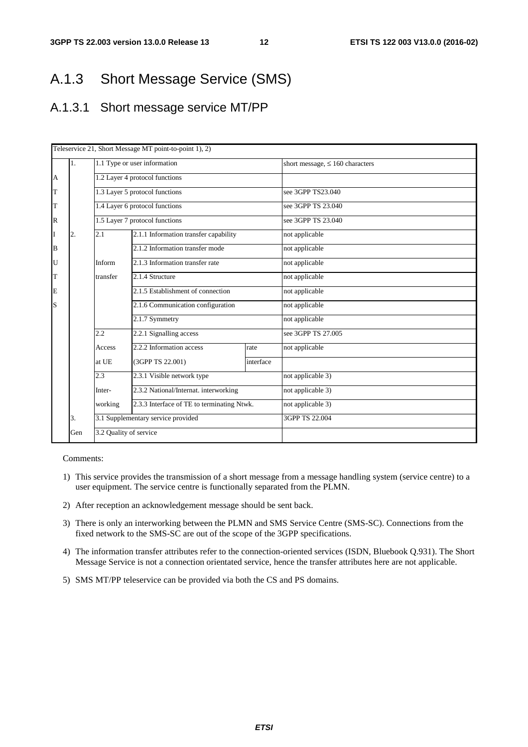## A.1.3 Short Message Service (SMS)

### A.1.3.1 Short message service MT/PP

| Teleservice 21, Short Message MT point-to-point 1), 2) | | | | | |
|---|---|---|---|---|---|
| | 1. | 1.1 Type or user information | | | short message, ≤ 160 characters |
| A | | 1.2 Layer 4 protocol functions | | | |
| T | | 1.3 Layer 5 protocol functions | | | see 3GPP TS23.040 |
| T | | 1.4 Layer 6 protocol functions | | | see 3GPP TS 23.040 |
| R | | 1.5 Layer 7 protocol functions | | | see 3GPP TS 23.040 |
| I | 2. | 2.1 | 2.1.1 Information transfer capability | | not applicable |
| B | | | 2.1.2 Information transfer mode | | not applicable |
| U | | Inform | 2.1.3 Information transfer rate | | not applicable |
| T | | transfer | 2.1.4 Structure | | not applicable |
| E | | | 2.1.5 Establishment of connection | | not applicable |
| S | | | 2.1.6 Communication configuration | | not applicable |
| | | | 2.1.7 Symmetry | | not applicable |
| | | 2.2 | 2.2.1 Signalling access | | see 3GPP TS 27.005 |
| | | Access | 2.2.2 Information access | rate | not applicable |
| | | at UE | (3GPP TS 22.001) | interface | |
| | | 2.3 | 2.3.1 Visible network type | | not applicable 3) |
| | | Inter- | 2.3.2 National/Internat. interworking | | not applicable 3) |
| | | working | 2.3.3 Interface of TE to terminating Ntwk. | | not applicable 3) |
| | 3. | 3.1 Supplementary service provided | | | 3GPP TS 22.004 |
| | Gen | 3.2 Quality of service | | | |

Comments:

1) This service provides the transmission of a short message from a message handling system (service centre) to a user equipment. The service centre is functionally separated from the PLMN.
2) After reception an acknowledgement message should be sent back.
3) There is only an interworking between the PLMN and SMS Service Centre (SMS-SC). Connections from the fixed network to the SMS-SC are out of the scope of the 3GPP specifications.
4) The information transfer attributes refer to the connection-oriented services (ISDN, Bluebook Q.931). The Short Message Service is not a connection orientated service, hence the transfer attributes here are not applicable.
5) SMS MT/PP teleservice can be provided via both the CS and PS domains.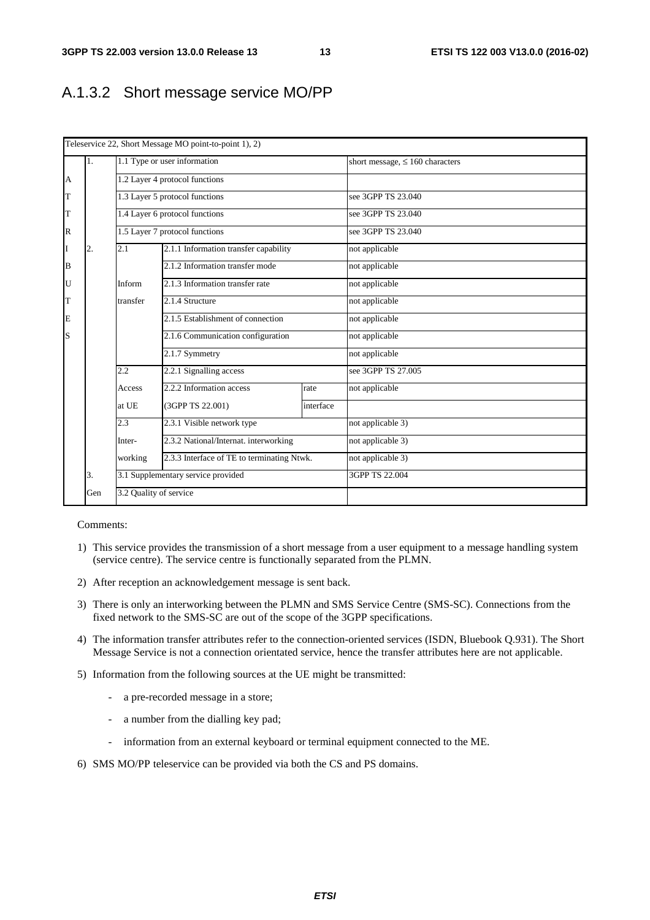## A.1.3.2 Short message service MO/PP

| Teleservice 22, Short Message MO point-to-point 1), 2) | | | | | |
|---|---|---|---|---|---|
| | 1. | 1.1 Type or user information | | | short message, ≤ 160 characters |
| A | | 1.2 Layer 4 protocol functions | | | |
| T | | 1.3 Layer 5 protocol functions | | | see 3GPP TS 23.040 |
| T | | 1.4 Layer 6 protocol functions | | | see 3GPP TS 23.040 |
| R | | 1.5 Layer 7 protocol functions | | | see 3GPP TS 23.040 |
| I | 2. | 2.1 | 2.1.1 Information transfer capability | | not applicable |
| B | | | 2.1.2 Information transfer mode | | not applicable |
| U | | Inform | 2.1.3 Information transfer rate | | not applicable |
| T | | transfer | 2.1.4 Structure | | not applicable |
| E | | | 2.1.5 Establishment of connection | | not applicable |
| S | | | 2.1.6 Communication configuration | | not applicable |
| | | | 2.1.7 Symmetry | | not applicable |
| | | 2.2 | 2.2.1 Signalling access | | see 3GPP TS 27.005 |
| | | Access | 2.2.2 Information access | rate | not applicable |
| | | at UE | (3GPP TS 22.001) | interface | |
| | | 2.3 | 2.3.1 Visible network type | | not applicable 3) |
| | | Inter- | 2.3.2 National/Internat. interworking | | not applicable 3) |
| | | working | 2.3.3 Interface of TE to terminating Ntwk. | | not applicable 3) |
| | 3. | 3.1 Supplementary service provided | | | 3GPP TS 22.004 |
| | Gen | 3.2 Quality of service | | | |

Comments:

1) This service provides the transmission of a short message from a user equipment to a message handling system (service centre). The service centre is functionally separated from the PLMN.

2) After reception an acknowledgement message is sent back.

3) There is only an interworking between the PLMN and SMS Service Centre (SMS-SC). Connections from the fixed network to the SMS-SC are out of the scope of the 3GPP specifications.

4) The information transfer attributes refer to the connection-oriented services (ISDN, Bluebook Q.931). The Short Message Service is not a connection orientated service, hence the transfer attributes here are not applicable.

5) Information from the following sources at the UE might be transmitted:

   - a pre-recorded message in a store;
   - a number from the dialling key pad;
   - information from an external keyboard or terminal equipment connected to the ME.

6) SMS MO/PP teleservice can be provided via both the CS and PS domains.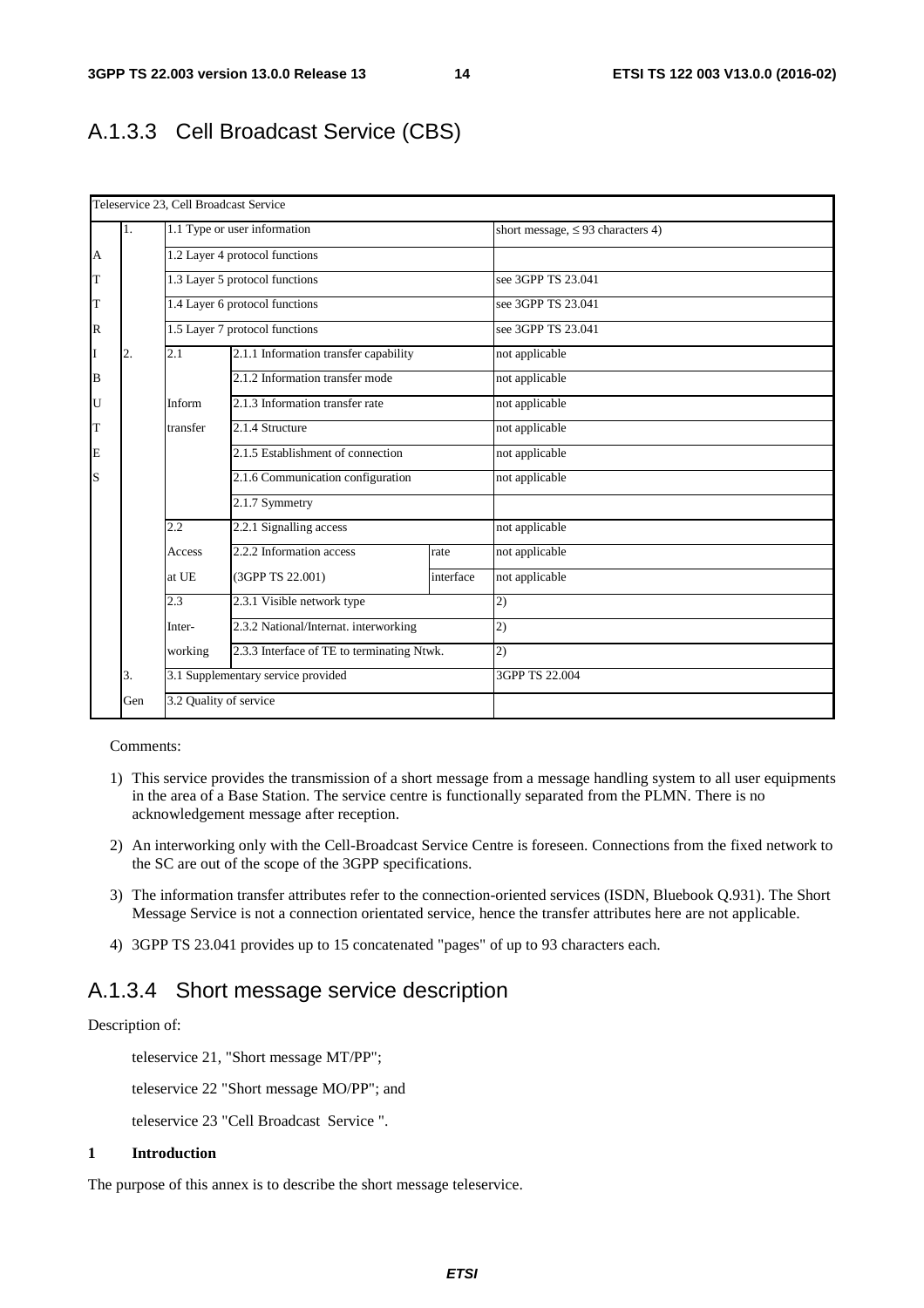## A.1.3.3 Cell Broadcast Service (CBS)

| Teleservice 23, Cell Broadcast Service | | | | | |
|---|---|---|---|---|---|
| | 1. | 1.1 Type or user information | | | short message, ≤ 93 characters 4) |
| A | | 1.2 Layer 4 protocol functions | | | |
| T | | 1.3 Layer 5 protocol functions | | | see 3GPP TS 23.041 |
| T | | 1.4 Layer 6 protocol functions | | | see 3GPP TS 23.041 |
| R | | 1.5 Layer 7 protocol functions | | | see 3GPP TS 23.041 |
| I | 2. | 2.1 | 2.1.1 Information transfer capability | | not applicable |
| B | | | 2.1.2 Information transfer mode | | not applicable |
| U | | Inform | 2.1.3 Information transfer rate | | not applicable |
| T | | transfer | 2.1.4 Structure | | not applicable |
| E | | | 2.1.5 Establishment of connection | | not applicable |
| S | | | 2.1.6 Communication configuration | | not applicable |
| | | | 2.1.7 Symmetry | | |
| | | 2.2 | 2.2.1 Signalling access | | not applicable |
| | | Access | 2.2.2 Information access | rate | not applicable |
| | | at UE | (3GPP TS 22.001) | interface | not applicable |
| | | 2.3 | 2.3.1 Visible network type | | 2) |
| | | Inter- | 2.3.2 National/Internat. interworking | | 2) |
| | | working | 2.3.3 Interface of TE to terminating Ntwk. | | 2) |
| | 3. | 3.1 Supplementary service provided | | | 3GPP TS 22.004 |
| | Gen | 3.2 Quality of service | | | |

Comments:

1) This service provides the transmission of a short message from a message handling system to all user equipments in the area of a Base Station. The service centre is functionally separated from the PLMN. There is no acknowledgement message after reception.

2) An interworking only with the Cell-Broadcast Service Centre is foreseen. Connections from the fixed network to the SC are out of the scope of the 3GPP specifications.

3) The information transfer attributes refer to the connection-oriented services (ISDN, Bluebook Q.931). The Short Message Service is not a connection orientated service, hence the transfer attributes here are not applicable.

4) 3GPP TS 23.041 provides up to 15 concatenated "pages" of up to 93 characters each.

## A.1.3.4 Short message service description

Description of:

teleservice 21, "Short message MT/PP";

teleservice 22 "Short message MO/PP"; and

teleservice 23 "Cell Broadcast Service ".

**1 Introduction**

The purpose of this annex is to describe the short message teleservice.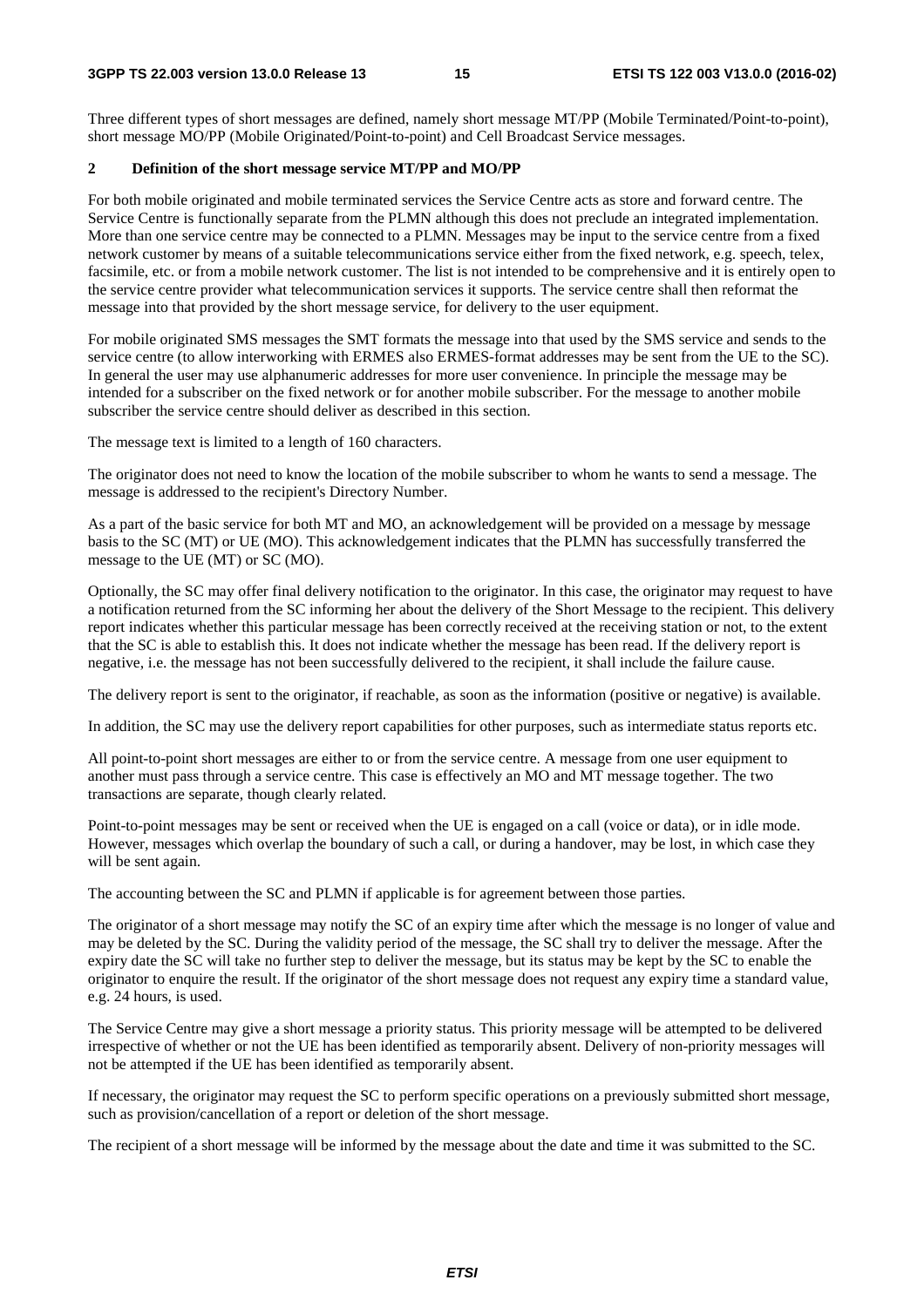Three different types of short messages are defined, namely short message MT/PP (Mobile Terminated/Point-to-point), short message MO/PP (Mobile Originated/Point-to-point) and Cell Broadcast Service messages.

## 2 Definition of the short message service MT/PP and MO/PP

For both mobile originated and mobile terminated services the Service Centre acts as store and forward centre. The Service Centre is functionally separate from the PLMN although this does not preclude an integrated implementation. More than one service centre may be connected to a PLMN. Messages may be input to the service centre from a fixed network customer by means of a suitable telecommunications service either from the fixed network, e.g. speech, telex, facsimile, etc. or from a mobile network customer. The list is not intended to be comprehensive and it is entirely open to the service centre provider what telecommunication services it supports. The service centre shall then reformat the message into that provided by the short message service, for delivery to the user equipment.

For mobile originated SMS messages the SMT formats the message into that used by the SMS service and sends to the service centre (to allow interworking with ERMES also ERMES-format addresses may be sent from the UE to the SC). In general the user may use alphanumeric addresses for more user convenience. In principle the message may be intended for a subscriber on the fixed network or for another mobile subscriber. For the message to another mobile subscriber the service centre should deliver as described in this section.

The message text is limited to a length of 160 characters.

The originator does not need to know the location of the mobile subscriber to whom he wants to send a message. The message is addressed to the recipient's Directory Number.

As a part of the basic service for both MT and MO, an acknowledgement will be provided on a message by message basis to the SC (MT) or UE (MO). This acknowledgement indicates that the PLMN has successfully transferred the message to the UE (MT) or SC (MO).

Optionally, the SC may offer final delivery notification to the originator. In this case, the originator may request to have a notification returned from the SC informing her about the delivery of the Short Message to the recipient. This delivery report indicates whether this particular message has been correctly received at the receiving station or not, to the extent that the SC is able to establish this. It does not indicate whether the message has been read. If the delivery report is negative, i.e. the message has not been successfully delivered to the recipient, it shall include the failure cause.

The delivery report is sent to the originator, if reachable, as soon as the information (positive or negative) is available.

In addition, the SC may use the delivery report capabilities for other purposes, such as intermediate status reports etc.

All point-to-point short messages are either to or from the service centre. A message from one user equipment to another must pass through a service centre. This case is effectively an MO and MT message together. The two transactions are separate, though clearly related.

Point-to-point messages may be sent or received when the UE is engaged on a call (voice or data), or in idle mode. However, messages which overlap the boundary of such a call, or during a handover, may be lost, in which case they will be sent again.

The accounting between the SC and PLMN if applicable is for agreement between those parties.

The originator of a short message may notify the SC of an expiry time after which the message is no longer of value and may be deleted by the SC. During the validity period of the message, the SC shall try to deliver the message. After the expiry date the SC will take no further step to deliver the message, but its status may be kept by the SC to enable the originator to enquire the result. If the originator of the short message does not request any expiry time a standard value, e.g. 24 hours, is used.

The Service Centre may give a short message a priority status. This priority message will be attempted to be delivered irrespective of whether or not the UE has been identified as temporarily absent. Delivery of non-priority messages will not be attempted if the UE has been identified as temporarily absent.

If necessary, the originator may request the SC to perform specific operations on a previously submitted short message, such as provision/cancellation of a report or deletion of the short message.

The recipient of a short message will be informed by the message about the date and time it was submitted to the SC.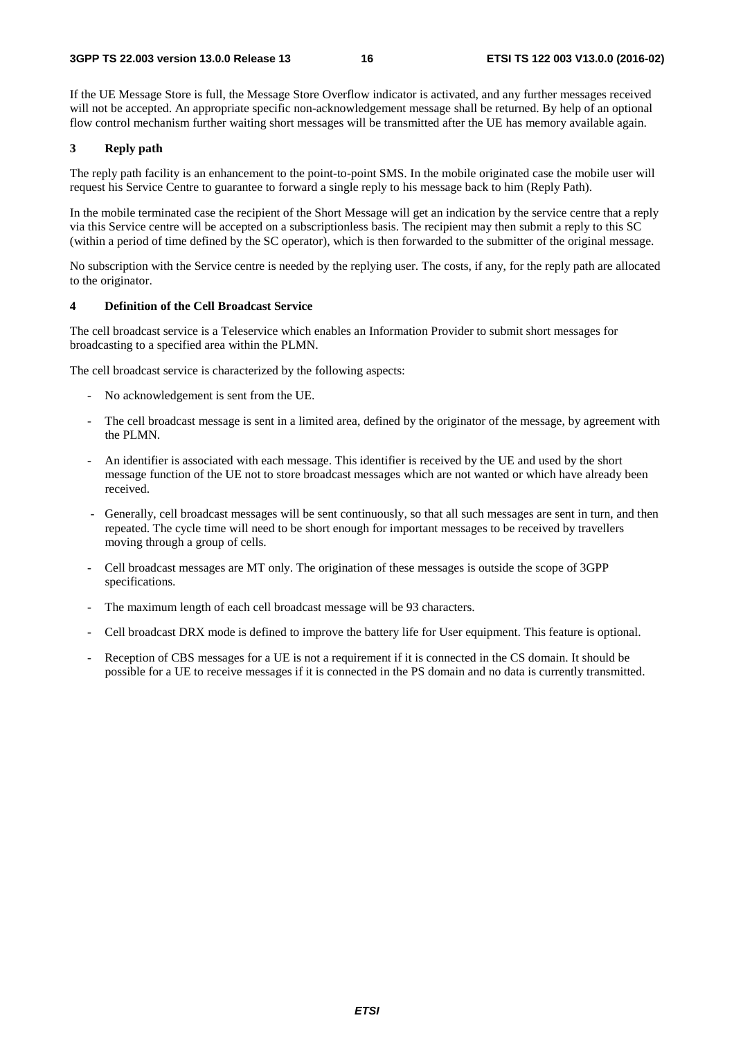If the UE Message Store is full, the Message Store Overflow indicator is activated, and any further messages received will not be accepted. An appropriate specific non-acknowledgement message shall be returned. By help of an optional flow control mechanism further waiting short messages will be transmitted after the UE has memory available again.

### 3 Reply path

The reply path facility is an enhancement to the point-to-point SMS. In the mobile originated case the mobile user will request his Service Centre to guarantee to forward a single reply to his message back to him (Reply Path).

In the mobile terminated case the recipient of the Short Message will get an indication by the service centre that a reply via this Service centre will be accepted on a subscriptionless basis. The recipient may then submit a reply to this SC (within a period of time defined by the SC operator), which is then forwarded to the submitter of the original message.

No subscription with the Service centre is needed by the replying user. The costs, if any, for the reply path are allocated to the originator.

### 4 Definition of the Cell Broadcast Service

The cell broadcast service is a Teleservice which enables an Information Provider to submit short messages for broadcasting to a specified area within the PLMN.

The cell broadcast service is characterized by the following aspects:

- No acknowledgement is sent from the UE.
- The cell broadcast message is sent in a limited area, defined by the originator of the message, by agreement with the PLMN.
- An identifier is associated with each message. This identifier is received by the UE and used by the short message function of the UE not to store broadcast messages which are not wanted or which have already been received.
- Generally, cell broadcast messages will be sent continuously, so that all such messages are sent in turn, and then repeated. The cycle time will need to be short enough for important messages to be received by travellers moving through a group of cells.
- Cell broadcast messages are MT only. The origination of these messages is outside the scope of 3GPP specifications.
- The maximum length of each cell broadcast message will be 93 characters.
- Cell broadcast DRX mode is defined to improve the battery life for User equipment. This feature is optional.
- Reception of CBS messages for a UE is not a requirement if it is connected in the CS domain. It should be possible for a UE to receive messages if it is connected in the PS domain and no data is currently transmitted.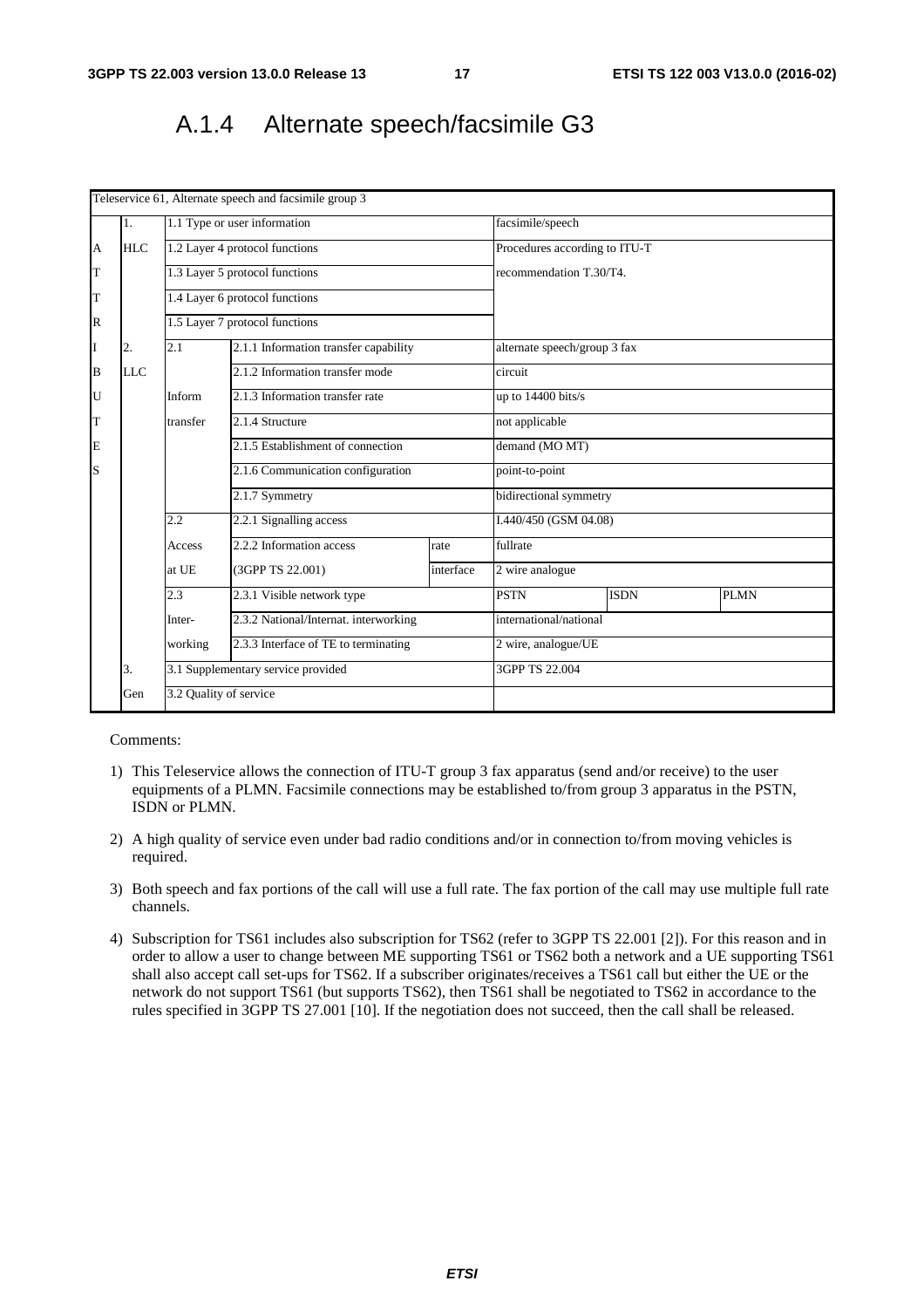## A.1.4 Alternate speech/facsimile G3

| Teleservice 61, Alternate speech and facsimile group 3 | | | | | | | |
|---|---|---|---|---|---|---|---|
| | 1. | 1.1 Type or user information | | | facsimile/speech | | |
| A | HLC | 1.2 Layer 4 protocol functions | | | Procedures according to ITU-T | | |
| T | | 1.3 Layer 5 protocol functions | | | recommendation T.30/T4. | | |
| T | | 1.4 Layer 6 protocol functions | | | | | |
| R | | 1.5 Layer 7 protocol functions | | | | | |
| I | 2. | 2.1 | 2.1.1 Information transfer capability | | alternate speech/group 3 fax | | |
| B | LLC | | 2.1.2 Information transfer mode | | circuit | | |
| U | | Inform | 2.1.3 Information transfer rate | | up to 14400 bits/s | | |
| T | | transfer | 2.1.4 Structure | | not applicable | | |
| E | | | 2.1.5 Establishment of connection | | demand (MO MT) | | |
| S | | | 2.1.6 Communication configuration | | point-to-point | | |
| | | | 2.1.7 Symmetry | | bidirectional symmetry | | |
| | | 2.2 | 2.2.1 Signalling access | | I.440/450 (GSM 04.08) | | |
| | | Access | 2.2.2 Information access | rate | fullrate | | |
| | | at UE | (3GPP TS 22.001) | interface | 2 wire analogue | | |
| | | 2.3 | 2.3.1 Visible network type | | PSTN | ISDN | PLMN |
| | | Inter- | 2.3.2 National/Internat. interworking | | international/national | | |
| | | working | 2.3.3 Interface of TE to terminating | | 2 wire, analogue/UE | | |
| | 3. | 3.1 Supplementary service provided | | | 3GPP TS 22.004 | | |
| | Gen | 3.2 Quality of service | | | | | |

Comments:

1) This Teleservice allows the connection of ITU-T group 3 fax apparatus (send and/or receive) to the user equipments of a PLMN. Facsimile connections may be established to/from group 3 apparatus in the PSTN, ISDN or PLMN.

2) A high quality of service even under bad radio conditions and/or in connection to/from moving vehicles is required.

3) Both speech and fax portions of the call will use a full rate. The fax portion of the call may use multiple full rate channels.

4) Subscription for TS61 includes also subscription for TS62 (refer to 3GPP TS 22.001 [2]). For this reason and in order to allow a user to change between ME supporting TS61 or TS62 both a network and a UE supporting TS61 shall also accept call set-ups for TS62. If a subscriber originates/receives a TS61 call but either the UE or the network do not support TS61 (but supports TS62), then TS61 shall be negotiated to TS62 in accordance to the rules specified in 3GPP TS 27.001 [10]. If the negotiation does not succeed, then the call shall be released.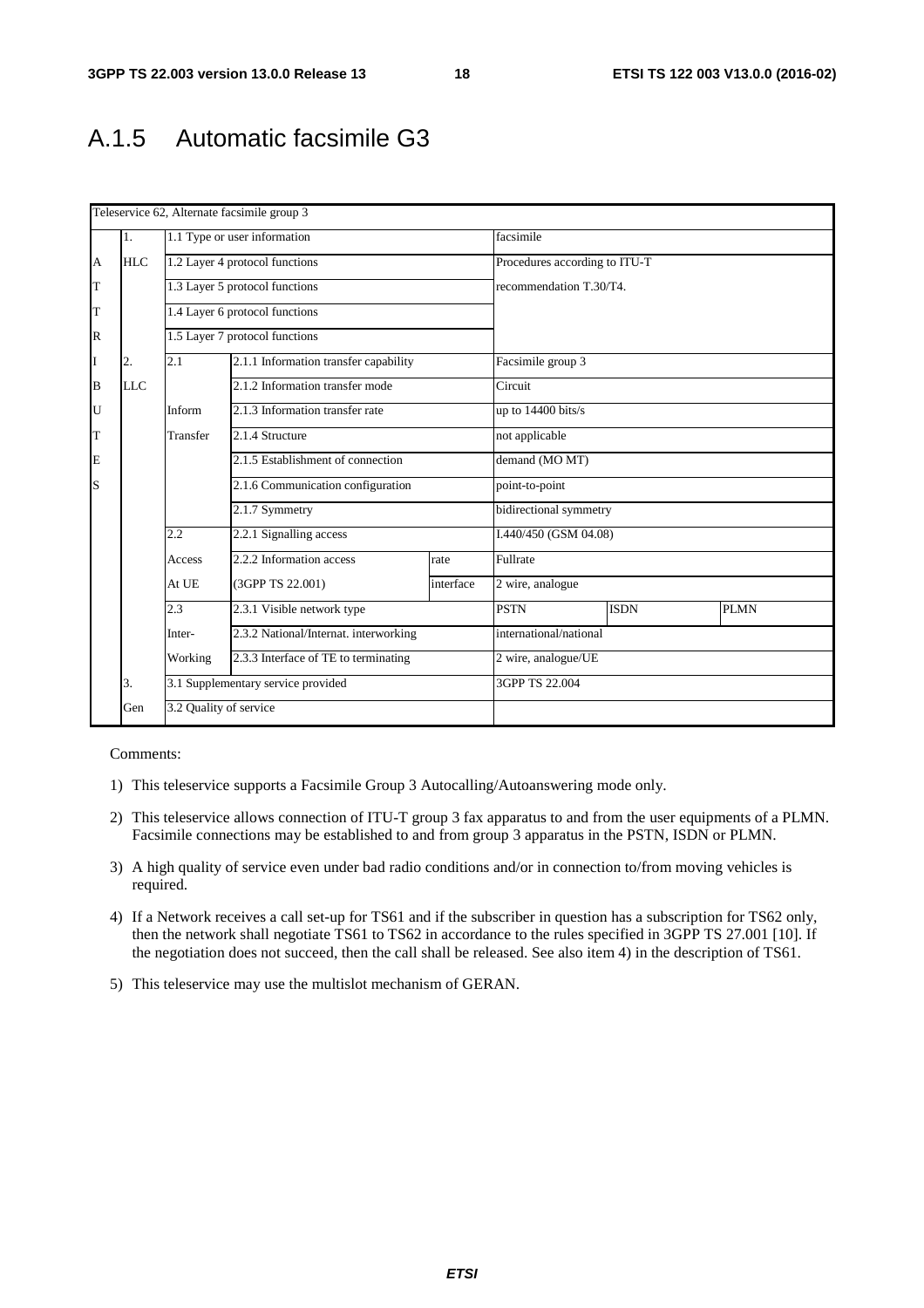# A.1.5 Automatic facsimile G3

| Teleservice 62, Alternate facsimile group 3 | | | | | | | |
|---|---|---|---|---|---|---|---|
| | 1. | 1.1 Type or user information | | | facsimile | | |
| A | HLC | 1.2 Layer 4 protocol functions | | | Procedures according to ITU-T | | |
| T | | 1.3 Layer 5 protocol functions | | | recommendation T.30/T4. | | |
| T | | 1.4 Layer 6 protocol functions | | | | | |
| R | | 1.5 Layer 7 protocol functions | | | | | |
| I | 2. | 2.1 | 2.1.1 Information transfer capability | | Facsimile group 3 | | |
| B | LLC | | 2.1.2 Information transfer mode | | Circuit | | |
| U | | Inform | 2.1.3 Information transfer rate | | up to 14400 bits/s | | |
| T | | Transfer | 2.1.4 Structure | | not applicable | | |
| E | | | 2.1.5 Establishment of connection | | demand (MO MT) | | |
| S | | | 2.1.6 Communication configuration | | point-to-point | | |
| | | | 2.1.7 Symmetry | | bidirectional symmetry | | |
| | | 2.2 | 2.2.1 Signalling access | | I.440/450 (GSM 04.08) | | |
| | | Access | 2.2.2 Information access | rate | Fullrate | | |
| | | At UE | (3GPP TS 22.001) | interface | 2 wire, analogue | | |
| | | 2.3 | 2.3.1 Visible network type | | PSTN | ISDN | PLMN |
| | | Inter- | 2.3.2 National/Internat. interworking | | international/national | | |
| | | Working | 2.3.3 Interface of TE to terminating | | 2 wire, analogue/UE | | |
| | 3. | 3.1 Supplementary service provided | | | 3GPP TS 22.004 | | |
| | Gen | 3.2 Quality of service | | | | | |

Comments:

1) This teleservice supports a Facsimile Group 3 Autocalling/Autoanswering mode only.

2) This teleservice allows connection of ITU-T group 3 fax apparatus to and from the user equipments of a PLMN. Facsimile connections may be established to and from group 3 apparatus in the PSTN, ISDN or PLMN.

3) A high quality of service even under bad radio conditions and/or in connection to/from moving vehicles is required.

4) If a Network receives a call set-up for TS61 and if the subscriber in question has a subscription for TS62 only, then the network shall negotiate TS61 to TS62 in accordance to the rules specified in 3GPP TS 27.001 [10]. If the negotiation does not succeed, then the call shall be released. See also item 4) in the description of TS61.

5) This teleservice may use the multislot mechanism of GERAN.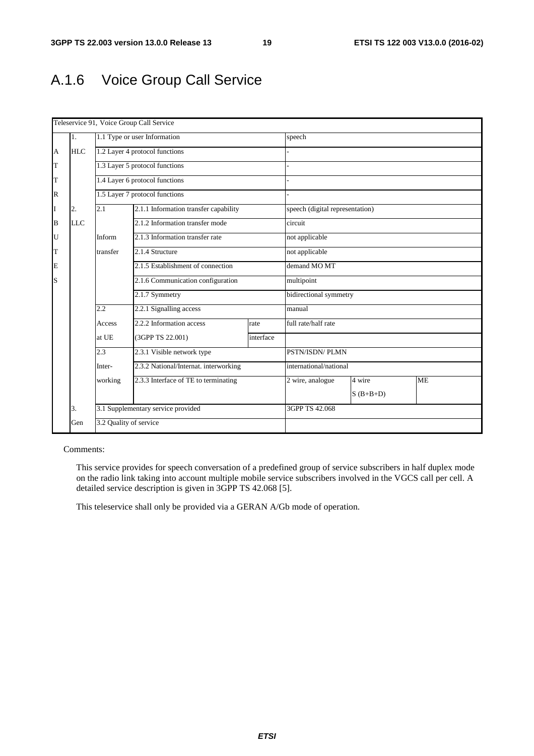# A.1.6 Voice Group Call Service

| Teleservice 91, Voice Group Call Service | | | | | | | |
|---|---|---|---|---|---|---|---|
| | 1. | 1.1 Type or user Information | | | speech | | |
| A | HLC | 1.2 Layer 4 protocol functions | | | - | | |
| T | | 1.3 Layer 5 protocol functions | | | - | | |
| T | | 1.4 Layer 6 protocol functions | | | - | | |
| R | | 1.5 Layer 7 protocol functions | | | - | | |
| I | 2. | 2.1 | 2.1.1 Information transfer capability | | speech (digital representation) | | |
| B | LLC | | 2.1.2 Information transfer mode | | circuit | | |
| U | | Inform | 2.1.3 Information transfer rate | | not applicable | | |
| T | | transfer | 2.1.4 Structure | | not applicable | | |
| E | | | 2.1.5 Establishment of connection | | demand MO MT | | |
| S | | | 2.1.6 Communication configuration | | multipoint | | |
| | | | 2.1.7 Symmetry | | bidirectional symmetry | | |
| | | 2.2 | 2.2.1 Signalling access | | manual | | |
| | | Access | 2.2.2 Information access | rate | full rate/half rate | | |
| | | at UE | (3GPP TS 22.001) | interface | | | |
| | | 2.3 | 2.3.1 Visible network type | | PSTN/ISDN/ PLMN | | |
| | | Inter- | 2.3.2 National/Internat. interworking | | international/national | | |
| | | working | 2.3.3 Interface of TE to terminating | | 2 wire, analogue | 4 wire S (B+B+D) | ME |
| | 3. | 3.1 Supplementary service provided | | | 3GPP TS 42.068 | | |
| | Gen | 3.2 Quality of service | | | | | |

Comments:

This service provides for speech conversation of a predefined group of service subscribers in half duplex mode on the radio link taking into account multiple mobile service subscribers involved in the VGCS call per cell. A detailed service description is given in 3GPP TS 42.068 [5].

This teleservice shall only be provided via a GERAN A/Gb mode of operation.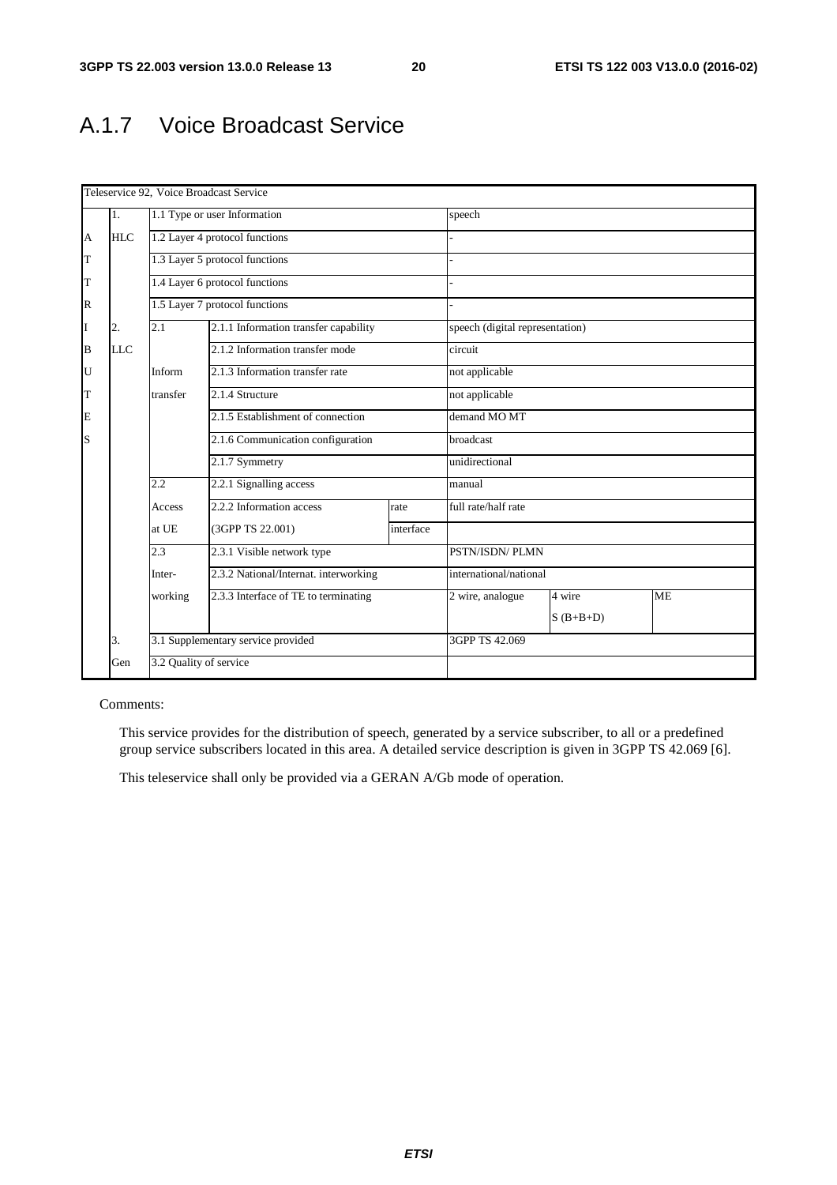# A.1.7 Voice Broadcast Service

| Teleservice 92, Voice Broadcast Service | | | | | | | |
|---|---|---|---|---|---|---|---|
| | 1. | 1.1 Type or user Information | | | speech | | |
| A | HLC | 1.2 Layer 4 protocol functions | | | - | | |
| T | | 1.3 Layer 5 protocol functions | | | - | | |
| T | | 1.4 Layer 6 protocol functions | | | - | | |
| R | | 1.5 Layer 7 protocol functions | | | - | | |
| I | 2. | 2.1 | 2.1.1 Information transfer capability | | speech (digital representation) | | |
| B | LLC | | 2.1.2 Information transfer mode | | circuit | | |
| U | | Inform | 2.1.3 Information transfer rate | | not applicable | | |
| T | | transfer | 2.1.4 Structure | | not applicable | | |
| E | | | 2.1.5 Establishment of connection | | demand MO MT | | |
| S | | | 2.1.6 Communication configuration | | broadcast | | |
| | | | 2.1.7 Symmetry | | unidirectional | | |
| | | 2.2 | 2.2.1 Signalling access | | manual | | |
| | | Access | 2.2.2 Information access | rate | full rate/half rate | | |
| | | at UE | (3GPP TS 22.001) | interface | | | |
| | | 2.3 | 2.3.1 Visible network type | | PSTN/ISDN/ PLMN | | |
| | | Inter- | 2.3.2 National/Internat. interworking | | international/national | | |
| | | working | 2.3.3 Interface of TE to terminating | | 2 wire, analogue | 4 wire S (B+B+D) | ME |
| | 3. | 3.1 Supplementary service provided | | | 3GPP TS 42.069 | | |
| | Gen | 3.2 Quality of service | | | | | |

Comments:

This service provides for the distribution of speech, generated by a service subscriber, to all or a predefined group service subscribers located in this area. A detailed service description is given in 3GPP TS 42.069 [6].

This teleservice shall only be provided via a GERAN A/Gb mode of operation.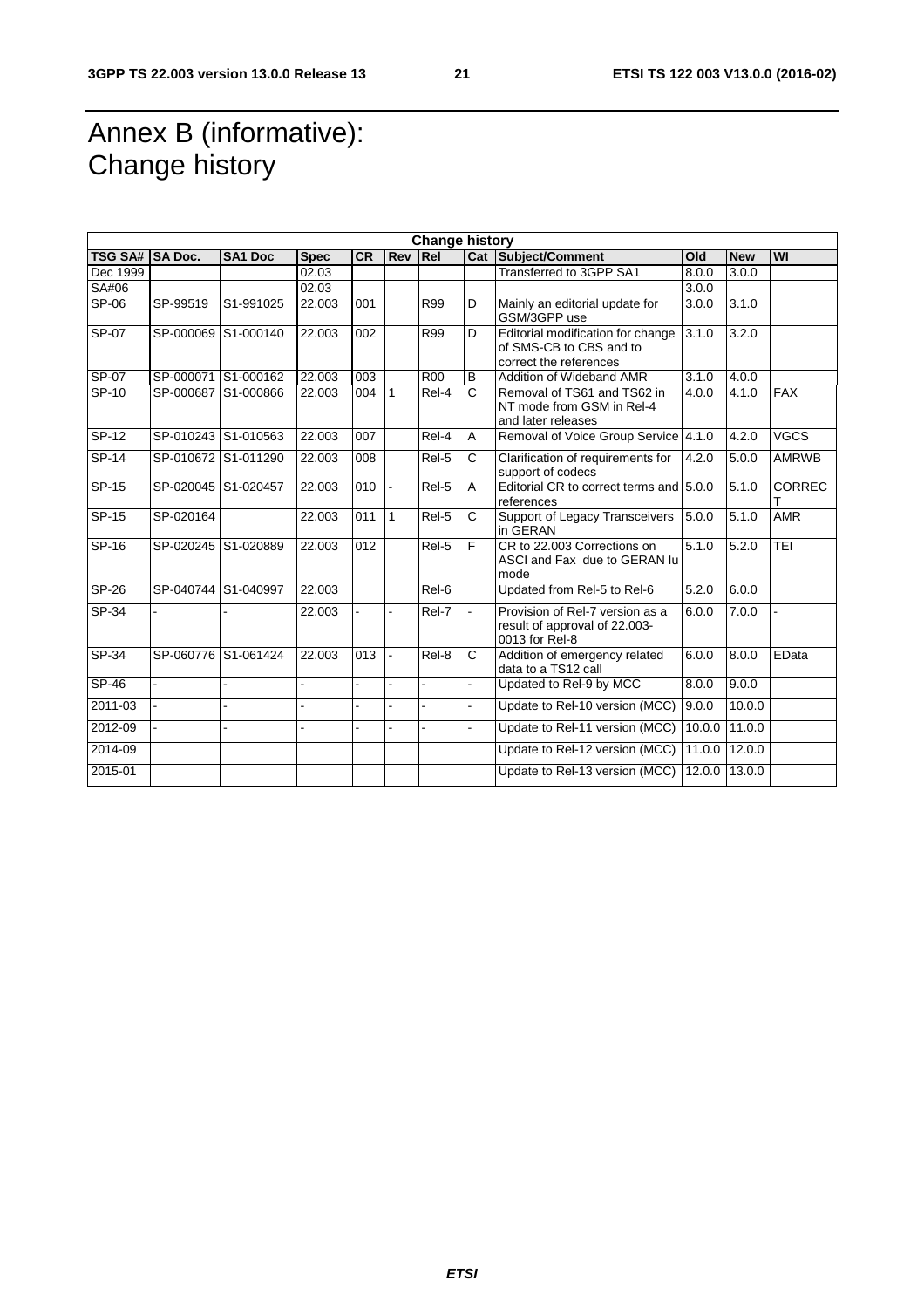# Annex B (informative): Change history

| Change history | | | | | | | | | | | |
|---|---|---|---|---|---|---|---|---|---|---|---|
| TSG SA# | SA Doc. | SA1 Doc | Spec | CR | Rev | Rel | Cat | Subject/Comment | Old | New | WI |
| Dec 1999 | | | 02.03 | | | | | Transferred to 3GPP SA1 | 8.0.0 | 3.0.0 | |
| SA#06 | | | 02.03 | | | | | | 3.0.0 | | |
| SP-06 | SP-99519 | S1-991025 | 22.003 | 001 | | R99 | D | Mainly an editorial update for GSM/3GPP use | 3.0.0 | 3.1.0 | |
| SP-07 | SP-000069 | S1-000140 | 22.003 | 002 | | R99 | D | Editorial modification for change of SMS-CB to CBS and to correct the references | 3.1.0 | 3.2.0 | |
| SP-07 | SP-000071 | S1-000162 | 22.003 | 003 | | R00 | B | Addition of Wideband AMR | 3.1.0 | 4.0.0 | |
| SP-10 | SP-000687 | S1-000866 | 22.003 | 004 | 1 | Rel-4 | C | Removal of TS61 and TS62 in NT mode from GSM in Rel-4 and later releases | 4.0.0 | 4.1.0 | FAX |
| SP-12 | SP-010243 | S1-010563 | 22.003 | 007 | | Rel-4 | A | Removal of Voice Group Service | 4.1.0 | 4.2.0 | VGCS |
| SP-14 | SP-010672 | S1-011290 | 22.003 | 008 | | Rel-5 | C | Clarification of requirements for support of codecs | 4.2.0 | 5.0.0 | AMRWB |
| SP-15 | SP-020045 | S1-020457 | 22.003 | 010 | - | Rel-5 | A | Editorial CR to correct terms and references | 5.0.0 | 5.1.0 | CORRECT |
| SP-15 | SP-020164 | | 22.003 | 011 | 1 | Rel-5 | C | Support of Legacy Transceivers in GERAN | 5.0.0 | 5.1.0 | AMR |
| SP-16 | SP-020245 | S1-020889 | 22.003 | 012 | | Rel-5 | F | CR to 22.003 Corrections on ASCI and Fax due to GERAN Iu mode | 5.1.0 | 5.2.0 | TEI |
| SP-26 | SP-040744 | S1-040997 | 22.003 | | | Rel-6 | | Updated from Rel-5 to Rel-6 | 5.2.0 | 6.0.0 | |
| SP-34 | - | - | 22.003 | - | - | Rel-7 | - | Provision of Rel-7 version as a result of approval of 22.003-0013 for Rel-8 | 6.0.0 | 7.0.0 | - |
| SP-34 | SP-060776 | S1-061424 | 22.003 | 013 | - | Rel-8 | C | Addition of emergency related data to a TS12 call | 6.0.0 | 8.0.0 | EData |
| SP-46 | - | - | - | - | - | - | - | Updated to Rel-9 by MCC | 8.0.0 | 9.0.0 | |
| 2011-03 | - | - | - | - | - | - | - | Update to Rel-10 version (MCC) | 9.0.0 | 10.0.0 | |
| 2012-09 | - | - | - | - | - | - | - | Update to Rel-11 version (MCC) | 10.0.0 | 11.0.0 | |
| 2014-09 | | | | | | | | Update to Rel-12 version (MCC) | 11.0.0 | 12.0.0 | |
| 2015-01 | | | | | | | | Update to Rel-13 version (MCC) | 12.0.0 | 13.0.0 | |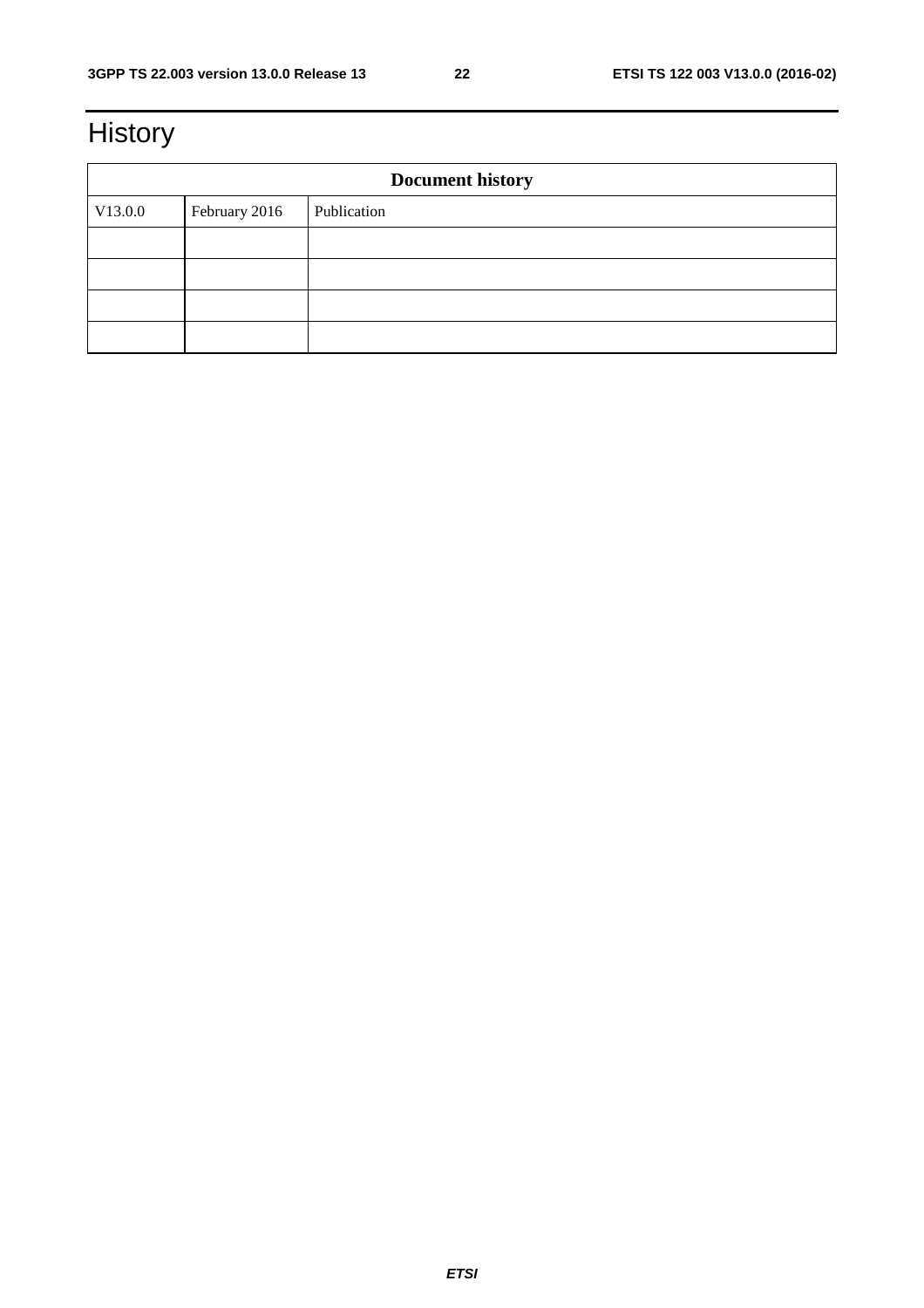# History

| Document history | | |
|---|---|---|
| V13.0.0 | February 2016 | Publication |
| | | |
| | | |
| | | |
| | | |